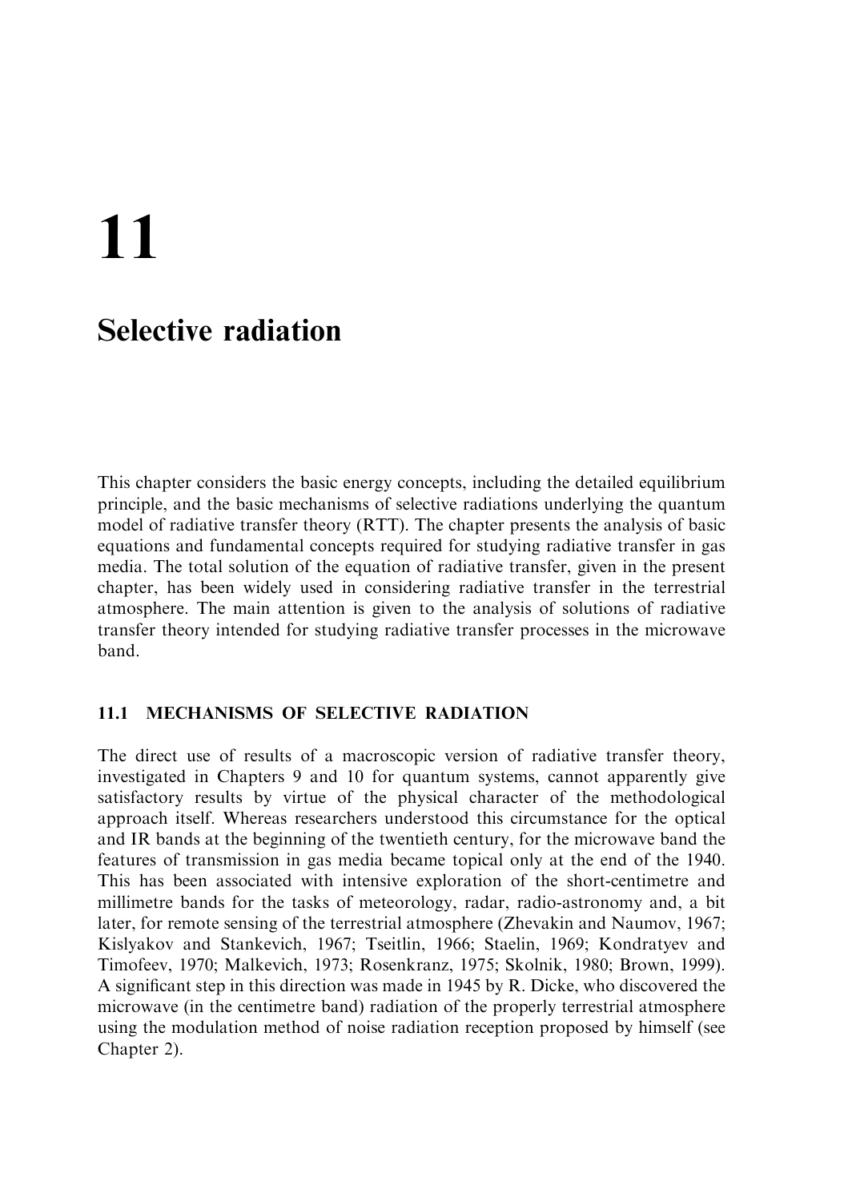# 11

# Selective radiation

This chapter considers the basic energy concepts, including the detailed equilibrium principle, and the basic mechanisms of selective radiations underlying the quantum model of radiative transfer theory (RTT). The chapter presents the analysis of basic equations and fundamental concepts required for studying radiative transfer in gas media. The total solution of the equation of radiative transfer, given in the present chapter, has been widely used in considering radiative transfer in the terrestrial atmosphere. The main attention is given to the analysis of solutions of radiative transfer theory intended for studying radiative transfer processes in the microwave band.

## 11.1 MECHANISMS OF SELECTIVE RADIATION

The direct use of results of a macroscopic version of radiative transfer theory, investigated in Chapters 9 and 10 for quantum systems, cannot apparently give satisfactory results by virtue of the physical character of the methodological approach itself. Whereas researchers understood this circumstance for the optical and IR bands at the beginning of the twentieth century, for the microwave band the features of transmission in gas media became topical only at the end of the 1940. This has been associated with intensive exploration of the short-centimetre and millimetre bands for the tasks of meteorology, radar, radio-astronomy and, a bit later, for remote sensing of the terrestrial atmosphere (Zhevakin and Naumov, 1967; Kislyakov and Stankevich, 1967; Tseitlin, 1966; Staelin, 1969; Kondratyev and Timofeev, 1970; Malkevich, 1973; Rosenkranz, 1975; Skolnik, 1980; Brown, 1999). A significant step in this direction was made in 1945 by R. Dicke, who discovered the microwave (in the centimetre band) radiation of the properly terrestrial atmosphere using the modulation method of noise radiation reception proposed by himself (see Chapter 2).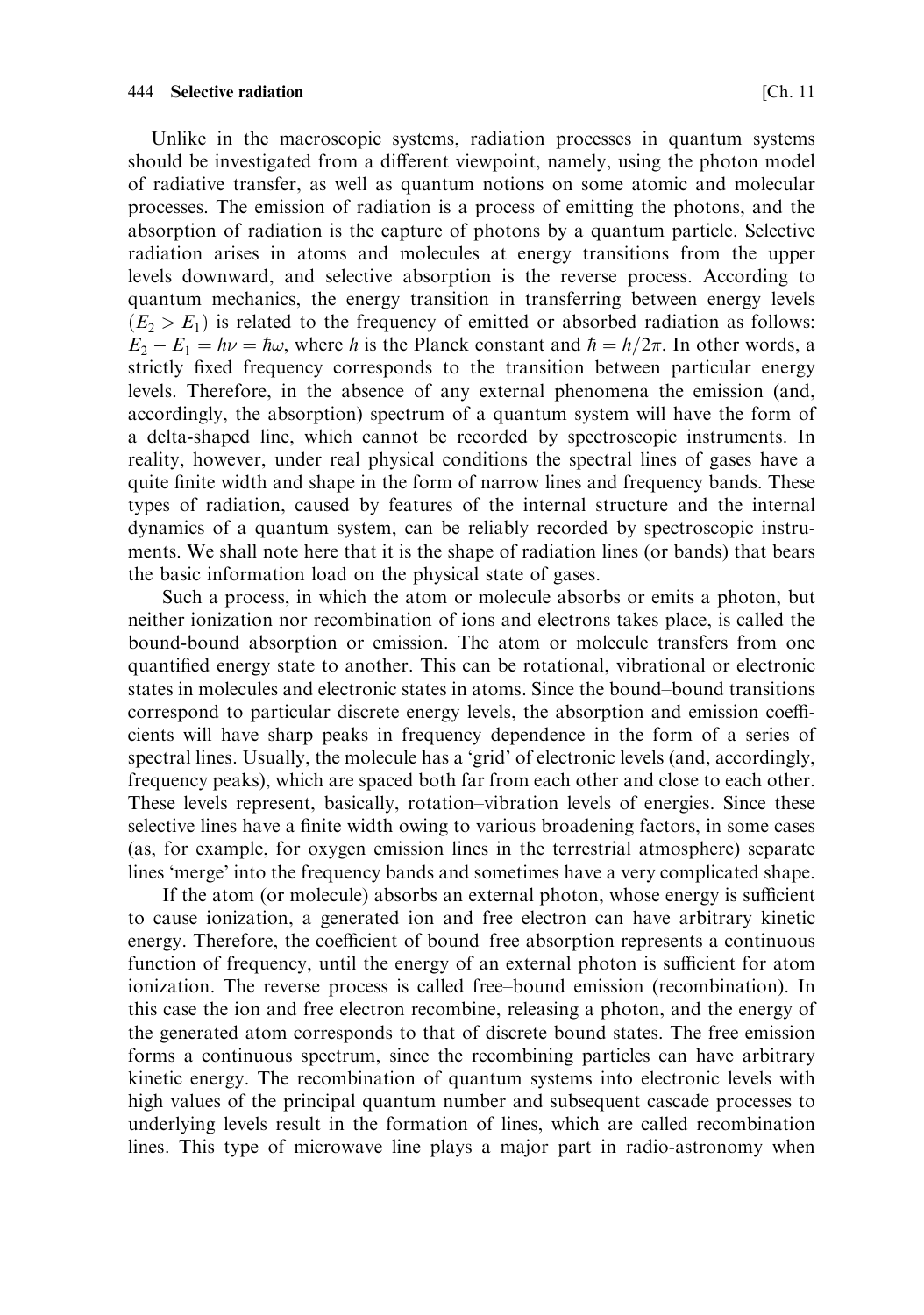Unlike in the macroscopic systems, radiation processes in quantum systems should be investigated from a different viewpoint, namely, using the photon model of radiative transfer, as well as quantum notions on some atomic and molecular processes. The emission of radiation is a process of emitting the photons, and the absorption of radiation is the capture of photons by a quantum particle. Selective radiation arises in atoms and molecules at energy transitions from the upper levels downward, and selective absorption is the reverse process. According to quantum mechanics, the energy transition in transferring between energy levels ($E_2 > E_1$) is related to the frequency of emitted or absorbed radiation as follows: $E_2 - E_1 = h\nu = \hbar\omega$, where $h$ is the Planck constant and $\hbar = h/2\pi$. In other words, a strictly fixed frequency corresponds to the transition between particular energy levels. Therefore, in the absence of any external phenomena the emission (and, accordingly, the absorption) spectrum of a quantum system will have the form of a delta-shaped line, which cannot be recorded by spectroscopic instruments. In reality, however, under real physical conditions the spectral lines of gases have a quite finite width and shape in the form of narrow lines and frequency bands. These types of radiation, caused by features of the internal structure and the internal dynamics of a quantum system, can be reliably recorded by spectroscopic instruments. We shall note here that it is the shape of radiation lines (or bands) that bears the basic information load on the physical state of gases.

Such a process, in which the atom or molecule absorbs or emits a photon, but neither ionization nor recombination of ions and electrons takes place, is called the bound-bound absorption or emission. The atom or molecule transfers from one quantified energy state to another. This can be rotational, vibrational or electronic states in molecules and electronic states in atoms. Since the bound–bound transitions correspond to particular discrete energy levels, the absorption and emission coefficients will have sharp peaks in frequency dependence in the form of a series of spectral lines. Usually, the molecule has a 'grid' of electronic levels (and, accordingly, frequency peaks), which are spaced both far from each other and close to each other. These levels represent, basically, rotation–vibration levels of energies. Since these selective lines have a finite width owing to various broadening factors, in some cases (as, for example, for oxygen emission lines in the terrestrial atmosphere) separate lines 'merge' into the frequency bands and sometimes have a very complicated shape.

If the atom (or molecule) absorbs an external photon, whose energy is sufficient to cause ionization, a generated ion and free electron can have arbitrary kinetic energy. Therefore, the coefficient of bound–free absorption represents a continuous function of frequency, until the energy of an external photon is sufficient for atom ionization. The reverse process is called free–bound emission (recombination). In this case the ion and free electron recombine, releasing a photon, and the energy of the generated atom corresponds to that of discrete bound states. The free emission forms a continuous spectrum, since the recombining particles can have arbitrary kinetic energy. The recombination of quantum systems into electronic levels with high values of the principal quantum number and subsequent cascade processes to underlying levels result in the formation of lines, which are called recombination lines. This type of microwave line plays a major part in radio-astronomy when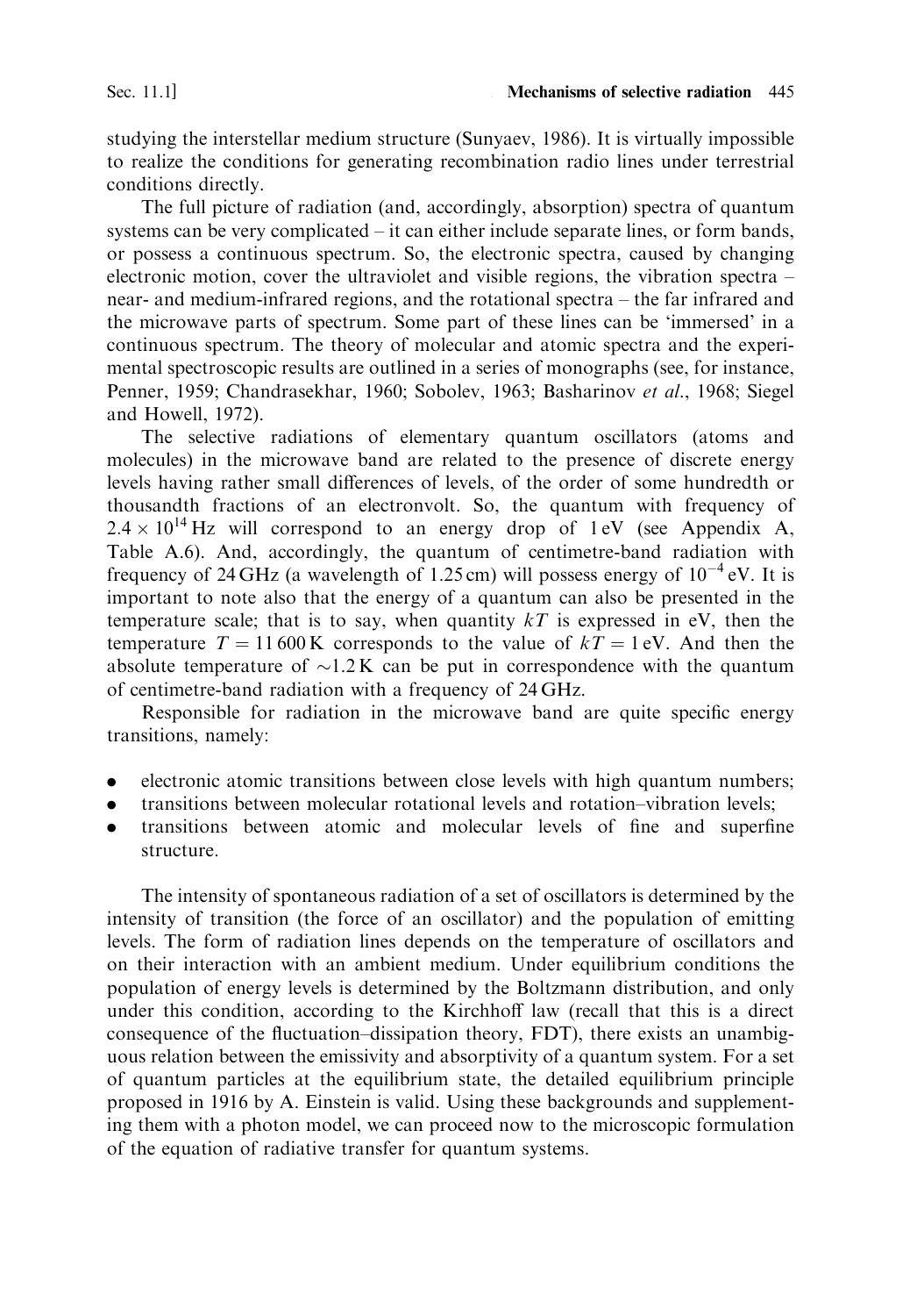studying the interstellar medium structure (Sunyaev, 1986). It is virtually impossible to realize the conditions for generating recombination radio lines under terrestrial conditions directly.

The full picture of radiation (and, accordingly, absorption) spectra of quantum systems can be very complicated – it can either include separate lines, or form bands, or possess a continuous spectrum. So, the electronic spectra, caused by changing electronic motion, cover the ultraviolet and visible regions, the vibration spectra – near- and medium-infrared regions, and the rotational spectra – the far infrared and the microwave parts of spectrum. Some part of these lines can be 'immersed' in a continuous spectrum. The theory of molecular and atomic spectra and the experimental spectroscopic results are outlined in a series of monographs (see, for instance, Penner, 1959; Chandrasekhar, 1960; Sobolev, 1963; Basharinov *et al.*, 1968; Siegel and Howell, 1972).

The selective radiations of elementary quantum oscillators (atoms and molecules) in the microwave band are related to the presence of discrete energy levels having rather small differences of levels, of the order of some hundredth or thousandth fractions of an electronvolt. So, the quantum with frequency of $2.4 \times 10^{14}$ Hz will correspond to an energy drop of 1 eV (see Appendix A, Table A.6). And, accordingly, the quantum of centimetre-band radiation with frequency of 24 GHz (a wavelength of 1.25 cm) will possess energy of $10^{-4}$ eV. It is important to note also that the energy of a quantum can also be presented in the temperature scale; that is to say, when quantity $kT$ is expressed in eV, then the temperature $T = 11\,600$ K corresponds to the value of $kT = 1$ eV. And then the absolute temperature of $\sim$1.2 K can be put in correspondence with the quantum of centimetre-band radiation with a frequency of 24 GHz.

Responsible for radiation in the microwave band are quite specific energy transitions, namely:

- electronic atomic transitions between close levels with high quantum numbers;
- transitions between molecular rotational levels and rotation–vibration levels;
- transitions between atomic and molecular levels of fine and superfine structure.

The intensity of spontaneous radiation of a set of oscillators is determined by the intensity of transition (the force of an oscillator) and the population of emitting levels. The form of radiation lines depends on the temperature of oscillators and on their interaction with an ambient medium. Under equilibrium conditions the population of energy levels is determined by the Boltzmann distribution, and only under this condition, according to the Kirchhoff law (recall that this is a direct consequence of the fluctuation–dissipation theory, FDT), there exists an unambiguous relation between the emissivity and absorptivity of a quantum system. For a set of quantum particles at the equilibrium state, the detailed equilibrium principle proposed in 1916 by A. Einstein is valid. Using these backgrounds and supplementing them with a photon model, we can proceed now to the microscopic formulation of the equation of radiative transfer for quantum systems.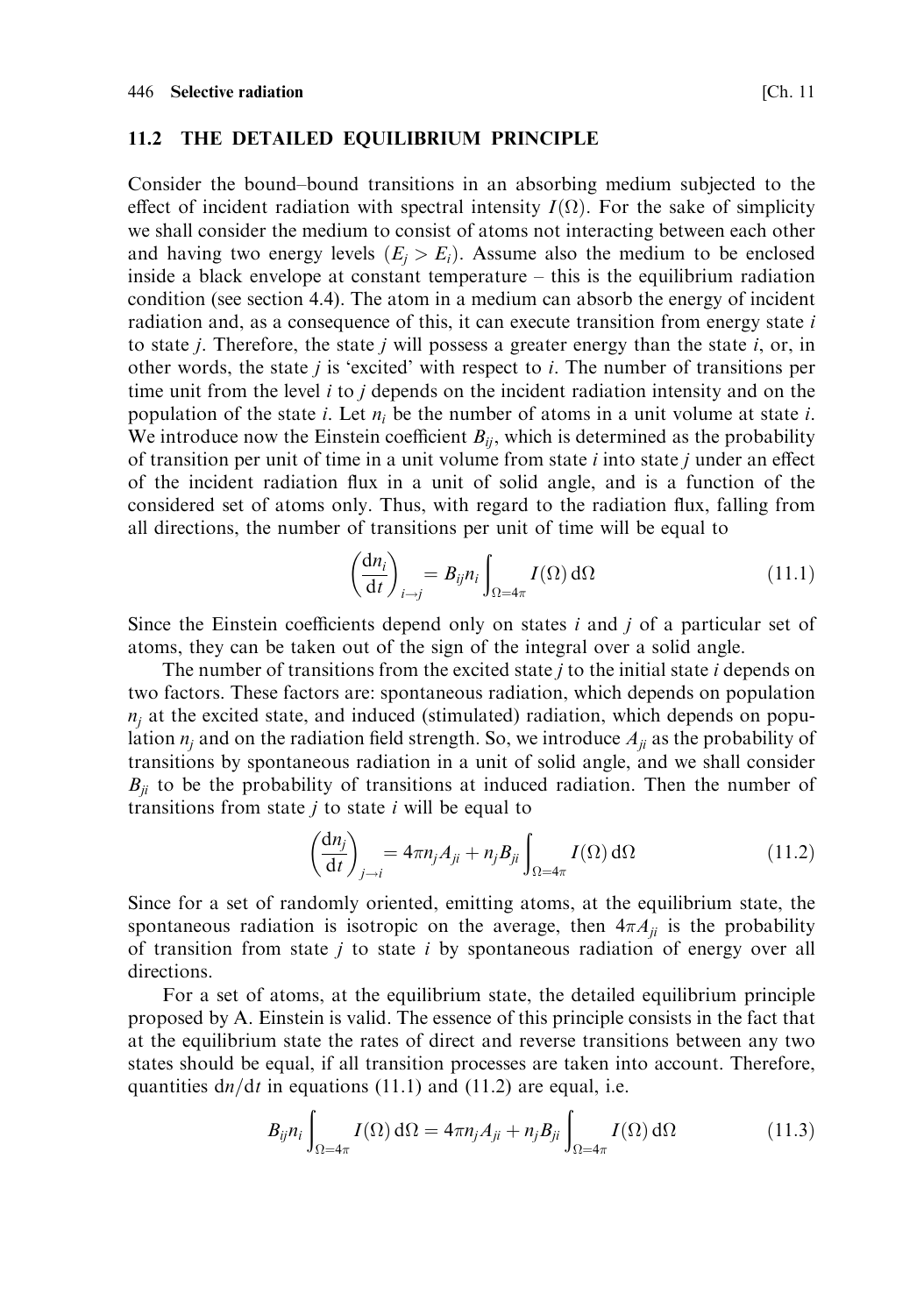## 11.2 THE DETAILED EQUILIBRIUM PRINCIPLE

Consider the bound–bound transitions in an absorbing medium subjected to the effect of incident radiation with spectral intensity $I(\Omega)$. For the sake of simplicity we shall consider the medium to consist of atoms not interacting between each other and having two energy levels ($E_j > E_i$). Assume also the medium to be enclosed inside a black envelope at constant temperature – this is the equilibrium radiation condition (see section 4.4). The atom in a medium can absorb the energy of incident radiation and, as a consequence of this, it can execute transition from energy state $i$ to state $j$. Therefore, the state $j$ will possess a greater energy than the state $i$, or, in other words, the state $j$ is 'excited' with respect to $i$. The number of transitions per time unit from the level $i$ to $j$ depends on the incident radiation intensity and on the population of the state $i$. Let $n_i$ be the number of atoms in a unit volume at state $i$. We introduce now the Einstein coefficient $B_{ij}$, which is determined as the probability of transition per unit of time in a unit volume from state $i$ into state $j$ under an effect of the incident radiation flux in a unit of solid angle, and is a function of the considered set of atoms only. Thus, with regard to the radiation flux, falling from all directions, the number of transitions per unit of time will be equal to

$$\left(\frac{\mathrm{d}n_i}{\mathrm{d}t}\right)_{i \to j} = B_{ij} n_i \int_{\Omega=4\pi} I(\Omega)\,\mathrm{d}\Omega \tag{11.1}$$

Since the Einstein coefficients depend only on states $i$ and $j$ of a particular set of atoms, they can be taken out of the sign of the integral over a solid angle.

The number of transitions from the excited state $j$ to the initial state $i$ depends on two factors. These factors are: spontaneous radiation, which depends on population $n_j$ at the excited state, and induced (stimulated) radiation, which depends on population $n_j$ and on the radiation field strength. So, we introduce $A_{ji}$ as the probability of transitions by spontaneous radiation in a unit of solid angle, and we shall consider $B_{ji}$ to be the probability of transitions at induced radiation. Then the number of transitions from state $j$ to state $i$ will be equal to

$$\left(\frac{\mathrm{d}n_j}{\mathrm{d}t}\right)_{j \to i} = 4\pi n_j A_{ji} + n_j B_{ji} \int_{\Omega=4\pi} I(\Omega)\,\mathrm{d}\Omega \tag{11.2}$$

Since for a set of randomly oriented, emitting atoms, at the equilibrium state, the spontaneous radiation is isotropic on the average, then $4\pi A_{ji}$ is the probability of transition from state $j$ to state $i$ by spontaneous radiation of energy over all directions.

For a set of atoms, at the equilibrium state, the detailed equilibrium principle proposed by A. Einstein is valid. The essence of this principle consists in the fact that at the equilibrium state the rates of direct and reverse transitions between any two states should be equal, if all transition processes are taken into account. Therefore, quantities $\mathrm{d}n/\mathrm{d}t$ in equations (11.1) and (11.2) are equal, i.e.

$$B_{ij} n_i \int_{\Omega=4\pi} I(\Omega)\,\mathrm{d}\Omega = 4\pi n_j A_{ji} + n_j B_{ji} \int_{\Omega=4\pi} I(\Omega)\,\mathrm{d}\Omega \tag{11.3}$$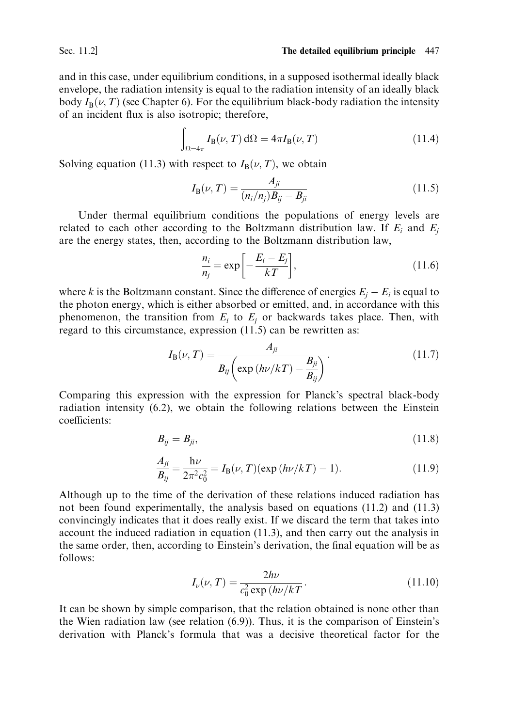and in this case, under equilibrium conditions, in a supposed isothermal ideally black envelope, the radiation intensity is equal to the radiation intensity of an ideally black body $I_B(\nu, T)$ (see Chapter 6). For the equilibrium black-body radiation the intensity of an incident flux is also isotropic; therefore,

$$\int_{\Omega=4\pi} I_B(\nu, T)\,d\Omega = 4\pi I_B(\nu, T) \tag{11.4}$$

Solving equation (11.3) with respect to $I_B(\nu, T)$, we obtain

$$I_B(\nu, T) = \frac{A_{ji}}{(n_i/n_j)B_{ij} - B_{ji}} \tag{11.5}$$

Under thermal equilibrium conditions the populations of energy levels are related to each other according to the Boltzmann distribution law. If $E_i$ and $E_j$ are the energy states, then, according to the Boltzmann distribution law,

$$\frac{n_i}{n_j} = \exp\left[-\frac{E_i - E_j}{kT}\right], \tag{11.6}$$

where $k$ is the Boltzmann constant. Since the difference of energies $E_j - E_i$ is equal to the photon energy, which is either absorbed or emitted, and, in accordance with this phenomenon, the transition from $E_i$ to $E_j$ or backwards takes place. Then, with regard to this circumstance, expression (11.5) can be rewritten as:

$$I_B(\nu, T) = \frac{A_{ji}}{B_{ij}\left(\exp(h\nu/kT) - \dfrac{B_{ji}}{B_{ij}}\right)}. \tag{11.7}$$

Comparing this expression with the expression for Planck's spectral black-body radiation intensity (6.2), we obtain the following relations between the Einstein coefficients:

$$B_{ij} = B_{ji}, \tag{11.8}$$

$$\frac{A_{ji}}{B_{ij}} = \frac{h\nu}{2\pi^2 c_0^2} = I_B(\nu, T)(\exp(h\nu/kT) - 1). \tag{11.9}$$

Although up to the time of the derivation of these relations induced radiation has not been found experimentally, the analysis based on equations (11.2) and (11.3) convincingly indicates that it does really exist. If we discard the term that takes into account the induced radiation in equation (11.3), and then carry out the analysis in the same order, then, according to Einstein's derivation, the final equation will be as follows:

$$I_\nu(\nu, T) = \frac{2h\nu}{c_0^2 \exp(h\nu/kT}. \tag{11.10}$$

It can be shown by simple comparison, that the relation obtained is none other than the Wien radiation law (see relation (6.9)). Thus, it is the comparison of Einstein's derivation with Planck's formula that was a decisive theoretical factor for the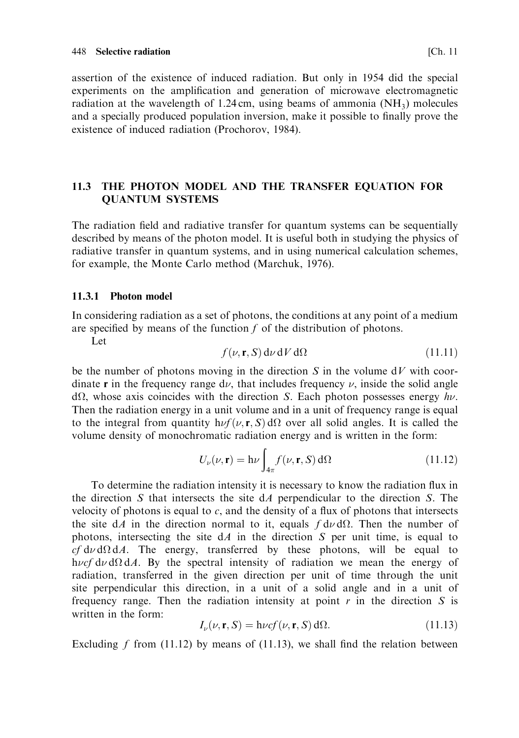assertion of the existence of induced radiation. But only in 1954 did the special experiments on the amplification and generation of microwave electromagnetic radiation at the wavelength of 1.24 cm, using beams of ammonia ($NH_3$) molecules and a specially produced population inversion, make it possible to finally prove the existence of induced radiation (Prochorov, 1984).

## 11.3 THE PHOTON MODEL AND THE TRANSFER EQUATION FOR QUANTUM SYSTEMS

The radiation field and radiative transfer for quantum systems can be sequentially described by means of the photon model. It is useful both in studying the physics of radiative transfer in quantum systems, and in using numerical calculation schemes, for example, the Monte Carlo method (Marchuk, 1976).

### 11.3.1 Photon model

In considering radiation as a set of photons, the conditions at any point of a medium are specified by means of the function $f$ of the distribution of photons.

Let

$$f(\nu, \mathbf{r}, S)\,\mathrm{d}\nu\,\mathrm{d}V\,\mathrm{d}\Omega \tag{11.11}$$

be the number of photons moving in the direction $S$ in the volume $\mathrm{d}V$ with coordinate $\mathbf{r}$ in the frequency range $\mathrm{d}\nu$, that includes frequency $\nu$, inside the solid angle $\mathrm{d}\Omega$, whose axis coincides with the direction $S$. Each photon possesses energy $h\nu$. Then the radiation energy in a unit volume and in a unit of frequency range is equal to the integral from quantity $\mathrm{h}\nu f(\nu, \mathbf{r}, S)\,\mathrm{d}\Omega$ over all solid angles. It is called the volume density of monochromatic radiation energy and is written in the form:

$$U_\nu(\nu, \mathbf{r}) = \mathrm{h}\nu \int_{4\pi} f(\nu, \mathbf{r}, S)\,\mathrm{d}\Omega \tag{11.12}$$

To determine the radiation intensity it is necessary to know the radiation flux in the direction $S$ that intersects the site $\mathrm{d}A$ perpendicular to the direction $S$. The velocity of photons is equal to $c$, and the density of a flux of photons that intersects the site $\mathrm{d}A$ in the direction normal to it, equals $f\,\mathrm{d}\nu\,\mathrm{d}\Omega$. Then the number of photons, intersecting the site $\mathrm{d}A$ in the direction $S$ per unit time, is equal to $cf\,\mathrm{d}\nu\,\mathrm{d}\Omega\,\mathrm{d}A$. The energy, transferred by these photons, will be equal to $\mathrm{h}\nu cf\,\mathrm{d}\nu\,\mathrm{d}\Omega\,\mathrm{d}A$. By the spectral intensity of radiation we mean the energy of radiation, transferred in the given direction per unit of time through the unit site perpendicular this direction, in a unit of a solid angle and in a unit of frequency range. Then the radiation intensity at point $r$ in the direction $S$ is written in the form:

$$I_\nu(\nu, \mathbf{r}, S) = \mathrm{h}\nu cf(\nu, \mathbf{r}, S)\,\mathrm{d}\Omega. \tag{11.13}$$

Excluding $f$ from (11.12) by means of (11.13), we shall find the relation between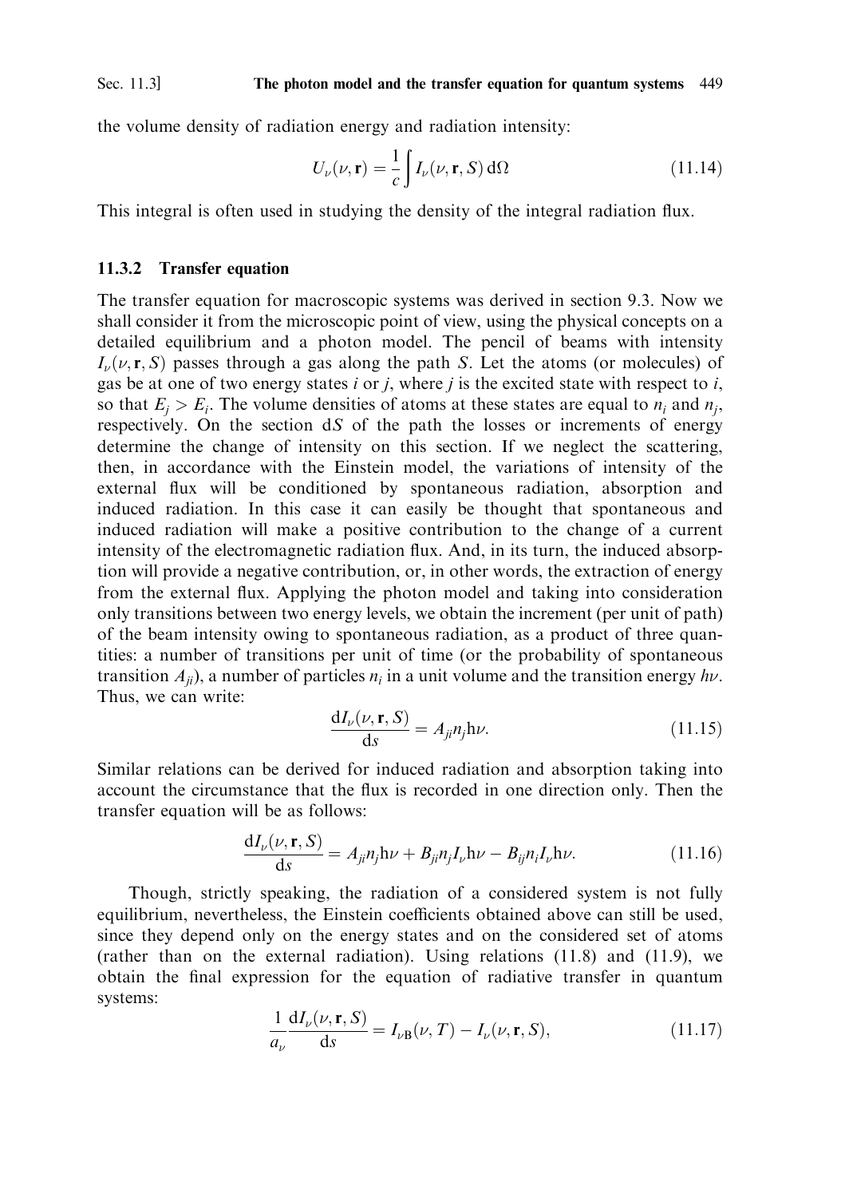the volume density of radiation energy and radiation intensity:

$$U_\nu(\nu, \mathbf{r}) = \frac{1}{c} \int I_\nu(\nu, \mathbf{r}, S) \, \mathrm{d}\Omega \tag{11.14}$$

This integral is often used in studying the density of the integral radiation flux.

### 11.3.2 Transfer equation

The transfer equation for macroscopic systems was derived in section 9.3. Now we shall consider it from the microscopic point of view, using the physical concepts on a detailed equilibrium and a photon model. The pencil of beams with intensity $I_\nu(\nu, \mathbf{r}, S)$ passes through a gas along the path $S$. Let the atoms (or molecules) of gas be at one of two energy states $i$ or $j$, where $j$ is the excited state with respect to $i$, so that $E_j > E_i$. The volume densities of atoms at these states are equal to $n_i$ and $n_j$, respectively. On the section $\mathrm{d}S$ of the path the losses or increments of energy determine the change of intensity on this section. If we neglect the scattering, then, in accordance with the Einstein model, the variations of intensity of the external flux will be conditioned by spontaneous radiation, absorption and induced radiation. In this case it can easily be thought that spontaneous and induced radiation will make a positive contribution to the change of a current intensity of the electromagnetic radiation flux. And, in its turn, the induced absorption will provide a negative contribution, or, in other words, the extraction of energy from the external flux. Applying the photon model and taking into consideration only transitions between two energy levels, we obtain the increment (per unit of path) of the beam intensity owing to spontaneous radiation, as a product of three quantities: a number of transitions per unit of time (or the probability of spontaneous transition $A_{ji}$), a number of particles $n_i$ in a unit volume and the transition energy $h\nu$. Thus, we can write:

$$\frac{\mathrm{d}I_\nu(\nu, \mathbf{r}, S)}{\mathrm{d}s} = A_{ji} n_j \mathrm{h}\nu. \tag{11.15}$$

Similar relations can be derived for induced radiation and absorption taking into account the circumstance that the flux is recorded in one direction only. Then the transfer equation will be as follows:

$$\frac{\mathrm{d}I_\nu(\nu, \mathbf{r}, S)}{\mathrm{d}s} = A_{ji} n_j \mathrm{h}\nu + B_{ji} n_j I_\nu \mathrm{h}\nu - B_{ij} n_i I_\nu \mathrm{h}\nu. \tag{11.16}$$

Though, strictly speaking, the radiation of a considered system is not fully equilibrium, nevertheless, the Einstein coefficients obtained above can still be used, since they depend only on the energy states and on the considered set of atoms (rather than on the external radiation). Using relations (11.8) and (11.9), we obtain the final expression for the equation of radiative transfer in quantum systems:

$$\frac{1}{a_\nu} \frac{\mathrm{d}I_\nu(\nu, \mathbf{r}, S)}{\mathrm{d}s} = I_{\nu\mathrm{B}}(\nu, T) - I_\nu(\nu, \mathbf{r}, S), \tag{11.17}$$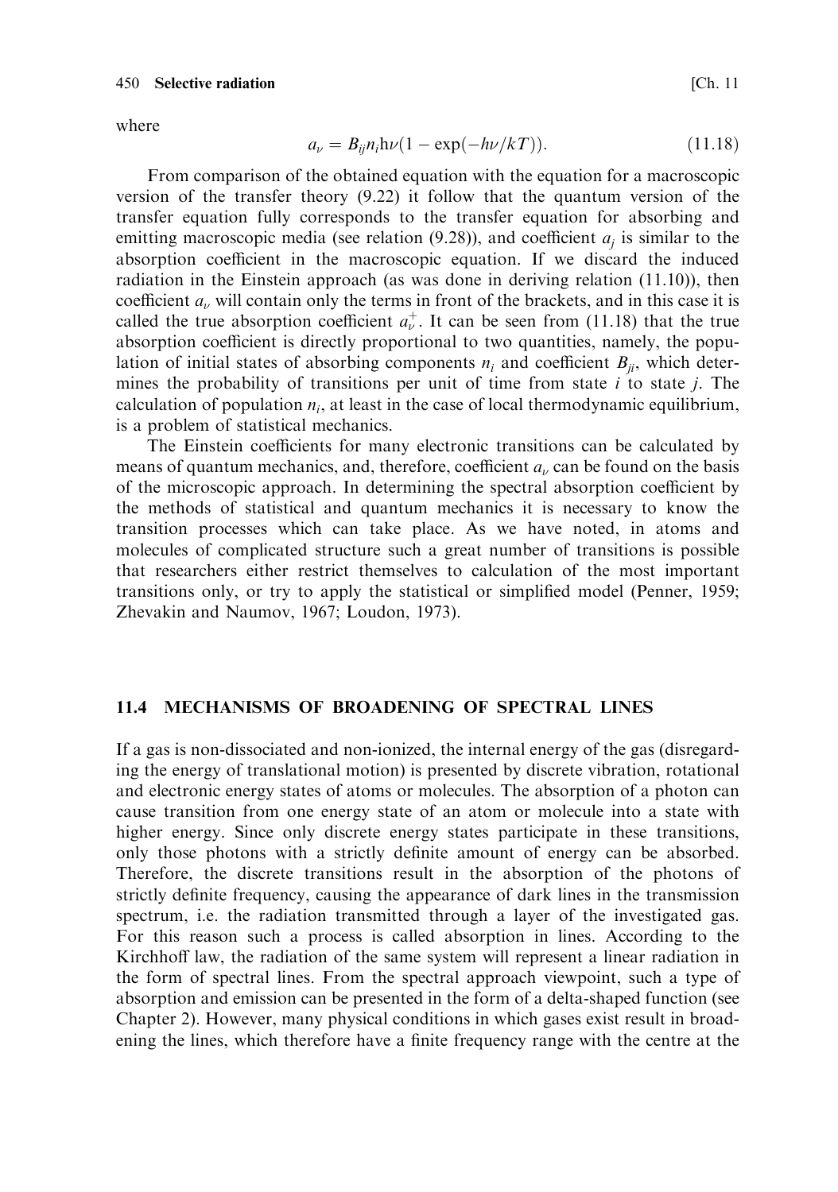where

$$a_\nu = B_{ij} n_i \mathrm{h}\nu (1 - \exp(-h\nu/kT)). \tag{11.18}$$

From comparison of the obtained equation with the equation for a macroscopic version of the transfer theory (9.22) it follow that the quantum version of the transfer equation fully corresponds to the transfer equation for absorbing and emitting macroscopic media (see relation (9.28)), and coefficient $a_j$ is similar to the absorption coefficient in the macroscopic equation. If we discard the induced radiation in the Einstein approach (as was done in deriving relation (11.10)), then coefficient $a_\nu$ will contain only the terms in front of the brackets, and in this case it is called the true absorption coefficient $a_\nu^+$. It can be seen from (11.18) that the true absorption coefficient is directly proportional to two quantities, namely, the population of initial states of absorbing components $n_i$ and coefficient $B_{ji}$, which determines the probability of transitions per unit of time from state $i$ to state $j$. The calculation of population $n_i$, at least in the case of local thermodynamic equilibrium, is a problem of statistical mechanics.

The Einstein coefficients for many electronic transitions can be calculated by means of quantum mechanics, and, therefore, coefficient $a_\nu$ can be found on the basis of the microscopic approach. In determining the spectral absorption coefficient by the methods of statistical and quantum mechanics it is necessary to know the transition processes which can take place. As we have noted, in atoms and molecules of complicated structure such a great number of transitions is possible that researchers either restrict themselves to calculation of the most important transitions only, or try to apply the statistical or simplified model (Penner, 1959; Zhevakin and Naumov, 1967; Loudon, 1973).

## 11.4 MECHANISMS OF BROADENING OF SPECTRAL LINES

If a gas is non-dissociated and non-ionized, the internal energy of the gas (disregarding the energy of translational motion) is presented by discrete vibration, rotational and electronic energy states of atoms or molecules. The absorption of a photon can cause transition from one energy state of an atom or molecule into a state with higher energy. Since only discrete energy states participate in these transitions, only those photons with a strictly definite amount of energy can be absorbed. Therefore, the discrete transitions result in the absorption of the photons of strictly definite frequency, causing the appearance of dark lines in the transmission spectrum, i.e. the radiation transmitted through a layer of the investigated gas. For this reason such a process is called absorption in lines. According to the Kirchhoff law, the radiation of the same system will represent a linear radiation in the form of spectral lines. From the spectral approach viewpoint, such a type of absorption and emission can be presented in the form of a delta-shaped function (see Chapter 2). However, many physical conditions in which gases exist result in broadening the lines, which therefore have a finite frequency range with the centre at the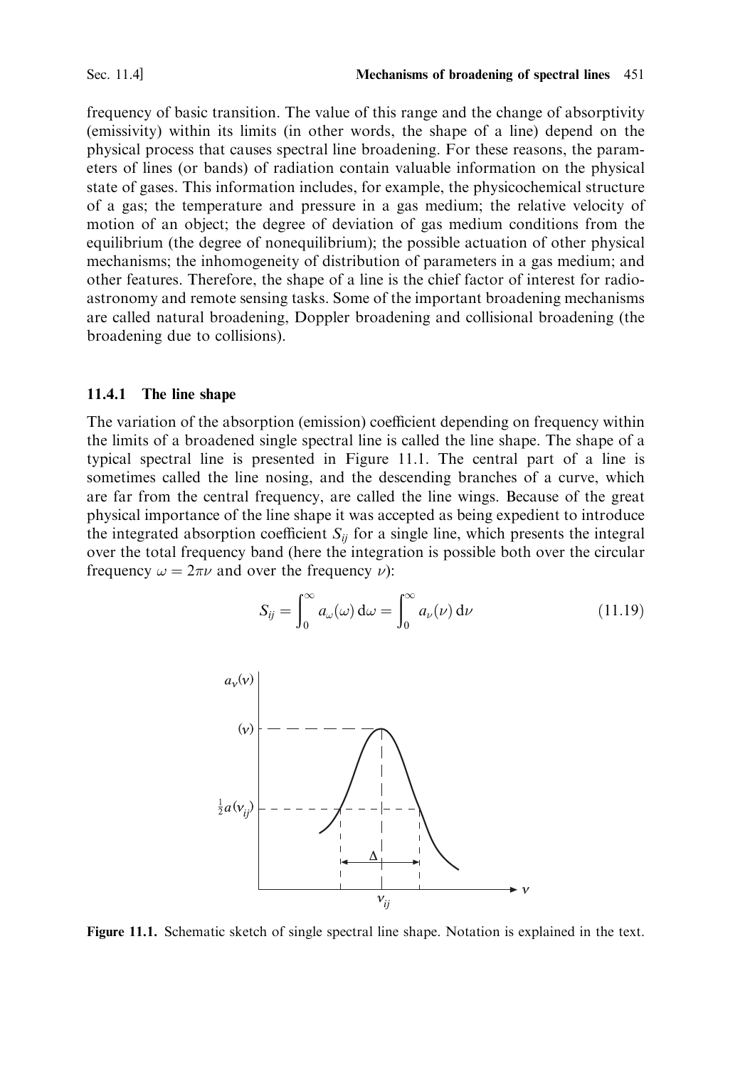frequency of basic transition. The value of this range and the change of absorptivity (emissivity) within its limits (in other words, the shape of a line) depend on the physical process that causes spectral line broadening. For these reasons, the parameters of lines (or bands) of radiation contain valuable information on the physical state of gases. This information includes, for example, the physicochemical structure of a gas; the temperature and pressure in a gas medium; the relative velocity of motion of an object; the degree of deviation of gas medium conditions from the equilibrium (the degree of nonequilibrium); the possible actuation of other physical mechanisms; the inhomogeneity of distribution of parameters in a gas medium; and other features. Therefore, the shape of a line is the chief factor of interest for radio-astronomy and remote sensing tasks. Some of the important broadening mechanisms are called natural broadening, Doppler broadening and collisional broadening (the broadening due to collisions).

### 11.4.1 The line shape

The variation of the absorption (emission) coefficient depending on frequency within the limits of a broadened single spectral line is called the line shape. The shape of a typical spectral line is presented in Figure 11.1. The central part of a line is sometimes called the line nosing, and the descending branches of a curve, which are far from the central frequency, are called the line wings. Because of the great physical importance of the line shape it was accepted as being expedient to introduce the integrated absorption coefficient $S_{ij}$ for a single line, which presents the integral over the total frequency band (here the integration is possible both over the circular frequency $\omega = 2\pi\nu$ and over the frequency $\nu$):

$$S_{ij} = \int_0^\infty a_\omega(\omega)\,\mathrm{d}\omega = \int_0^\infty a_\nu(\nu)\,\mathrm{d}\nu \tag{11.19}$$

Figure 11.1. Schematic sketch of single spectral line shape. Notation is explained in the text.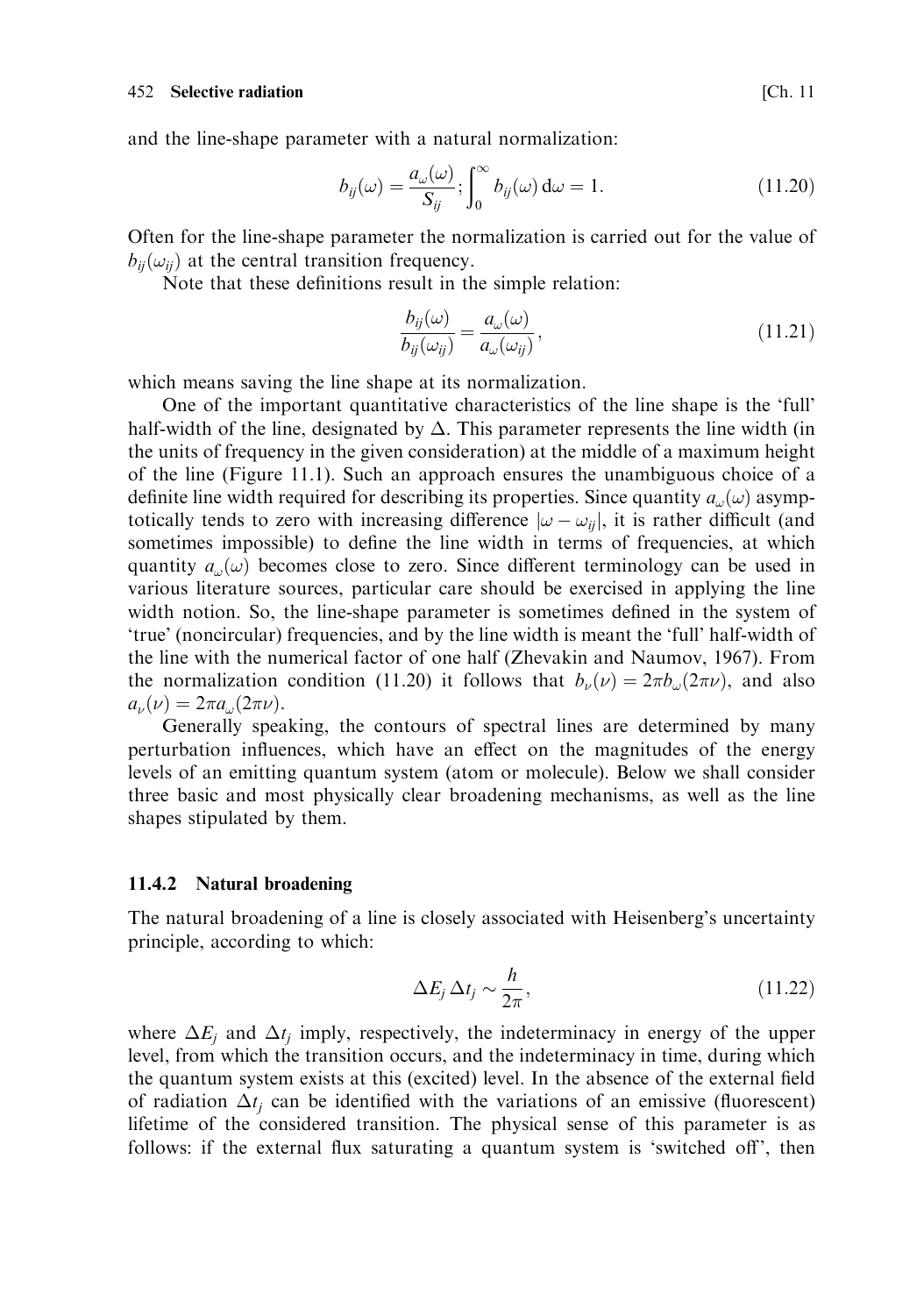and the line-shape parameter with a natural normalization:

$$b_{ij}(\omega) = \frac{a_\omega(\omega)}{S_{ij}}; \int_0^\infty b_{ij}(\omega)\, d\omega = 1. \tag{11.20}$$

Often for the line-shape parameter the normalization is carried out for the value of $b_{ij}(\omega_{ij})$ at the central transition frequency.

Note that these definitions result in the simple relation:

$$\frac{b_{ij}(\omega)}{b_{ij}(\omega_{ij})} = \frac{a_\omega(\omega)}{a_\omega(\omega_{ij})}, \tag{11.21}$$

which means saving the line shape at its normalization.

One of the important quantitative characteristics of the line shape is the 'full' half-width of the line, designated by $\Delta$. This parameter represents the line width (in the units of frequency in the given consideration) at the middle of a maximum height of the line (Figure 11.1). Such an approach ensures the unambiguous choice of a definite line width required for describing its properties. Since quantity $a_\omega(\omega)$ asymptotically tends to zero with increasing difference $|\omega - \omega_{ij}|$, it is rather difficult (and sometimes impossible) to define the line width in terms of frequencies, at which quantity $a_\omega(\omega)$ becomes close to zero. Since different terminology can be used in various literature sources, particular care should be exercised in applying the line width notion. So, the line-shape parameter is sometimes defined in the system of 'true' (noncircular) frequencies, and by the line width is meant the 'full' half-width of the line with the numerical factor of one half (Zhevakin and Naumov, 1967). From the normalization condition (11.20) it follows that $b_\nu(\nu) = 2\pi b_\omega(2\pi\nu)$, and also $a_\nu(\nu) = 2\pi a_\omega(2\pi\nu)$.

Generally speaking, the contours of spectral lines are determined by many perturbation influences, which have an effect on the magnitudes of the energy levels of an emitting quantum system (atom or molecule). Below we shall consider three basic and most physically clear broadening mechanisms, as well as the line shapes stipulated by them.

### 11.4.2 Natural broadening

The natural broadening of a line is closely associated with Heisenberg's uncertainty principle, according to which:

$$\Delta E_j\, \Delta t_j \sim \frac{h}{2\pi}, \tag{11.22}$$

where $\Delta E_j$ and $\Delta t_j$ imply, respectively, the indeterminacy in energy of the upper level, from which the transition occurs, and the indeterminacy in time, during which the quantum system exists at this (excited) level. In the absence of the external field of radiation $\Delta t_j$ can be identified with the variations of an emissive (fluorescent) lifetime of the considered transition. The physical sense of this parameter is as follows: if the external flux saturating a quantum system is 'switched off', then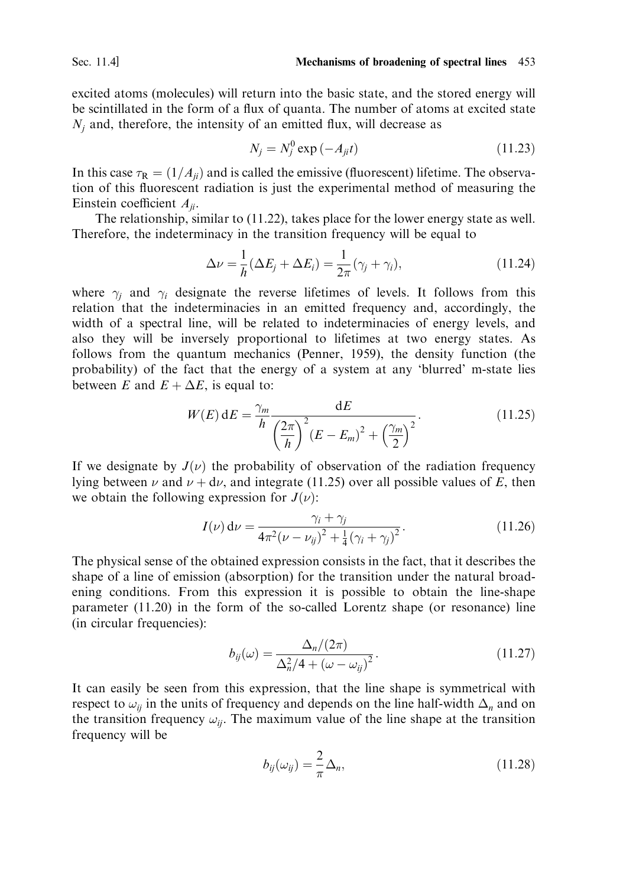excited atoms (molecules) will return into the basic state, and the stored energy will be scintillated in the form of a flux of quanta. The number of atoms at excited state $N_j$ and, therefore, the intensity of an emitted flux, will decrease as

$$N_j = N_j^0 \exp(-A_{ji} t) \tag{11.23}$$

In this case $\tau_R = (1/A_{ji})$ and is called the emissive (fluorescent) lifetime. The observation of this fluorescent radiation is just the experimental method of measuring the Einstein coefficient $A_{ji}$.

The relationship, similar to (11.22), takes place for the lower energy state as well. Therefore, the indeterminacy in the transition frequency will be equal to

$$\Delta\nu = \frac{1}{h}(\Delta E_j + \Delta E_i) = \frac{1}{2\pi}(\gamma_j + \gamma_i), \tag{11.24}$$

where $\gamma_j$ and $\gamma_i$ designate the reverse lifetimes of levels. It follows from this relation that the indeterminacies in an emitted frequency and, accordingly, the width of a spectral line, will be related to indeterminacies of energy levels, and also they will be inversely proportional to lifetimes at two energy states. As follows from the quantum mechanics (Penner, 1959), the density function (the probability) of the fact that the energy of a system at any 'blurred' m-state lies between $E$ and $E + \Delta E$, is equal to:

$$W(E)\,\mathrm{d}E = \frac{\gamma_m}{h} \frac{\mathrm{d}E}{\left(\dfrac{2\pi}{h}\right)^2 (E - E_m)^2 + \left(\dfrac{\gamma_m}{2}\right)^2}. \tag{11.25}$$

If we designate by $J(\nu)$ the probability of observation of the radiation frequency lying between $\nu$ and $\nu + \mathrm{d}\nu$, and integrate (11.25) over all possible values of $E$, then we obtain the following expression for $J(\nu)$:

$$I(\nu)\,\mathrm{d}\nu = \frac{\gamma_i + \gamma_j}{4\pi^2(\nu - \nu_{ij})^2 + \frac{1}{4}(\gamma_i + \gamma_j)^2}. \tag{11.26}$$

The physical sense of the obtained expression consists in the fact, that it describes the shape of a line of emission (absorption) for the transition under the natural broadening conditions. From this expression it is possible to obtain the line-shape parameter (11.20) in the form of the so-called Lorentz shape (or resonance) line (in circular frequencies):

$$b_{ij}(\omega) = \frac{\Delta_n/(2\pi)}{\Delta_n^2/4 + (\omega - \omega_{ij})^2}. \tag{11.27}$$

It can easily be seen from this expression, that the line shape is symmetrical with respect to $\omega_{ij}$ in the units of frequency and depends on the line half-width $\Delta_n$ and on the transition frequency $\omega_{ij}$. The maximum value of the line shape at the transition frequency will be

$$b_{ij}(\omega_{ij}) = \frac{2}{\pi}\Delta_n, \tag{11.28}$$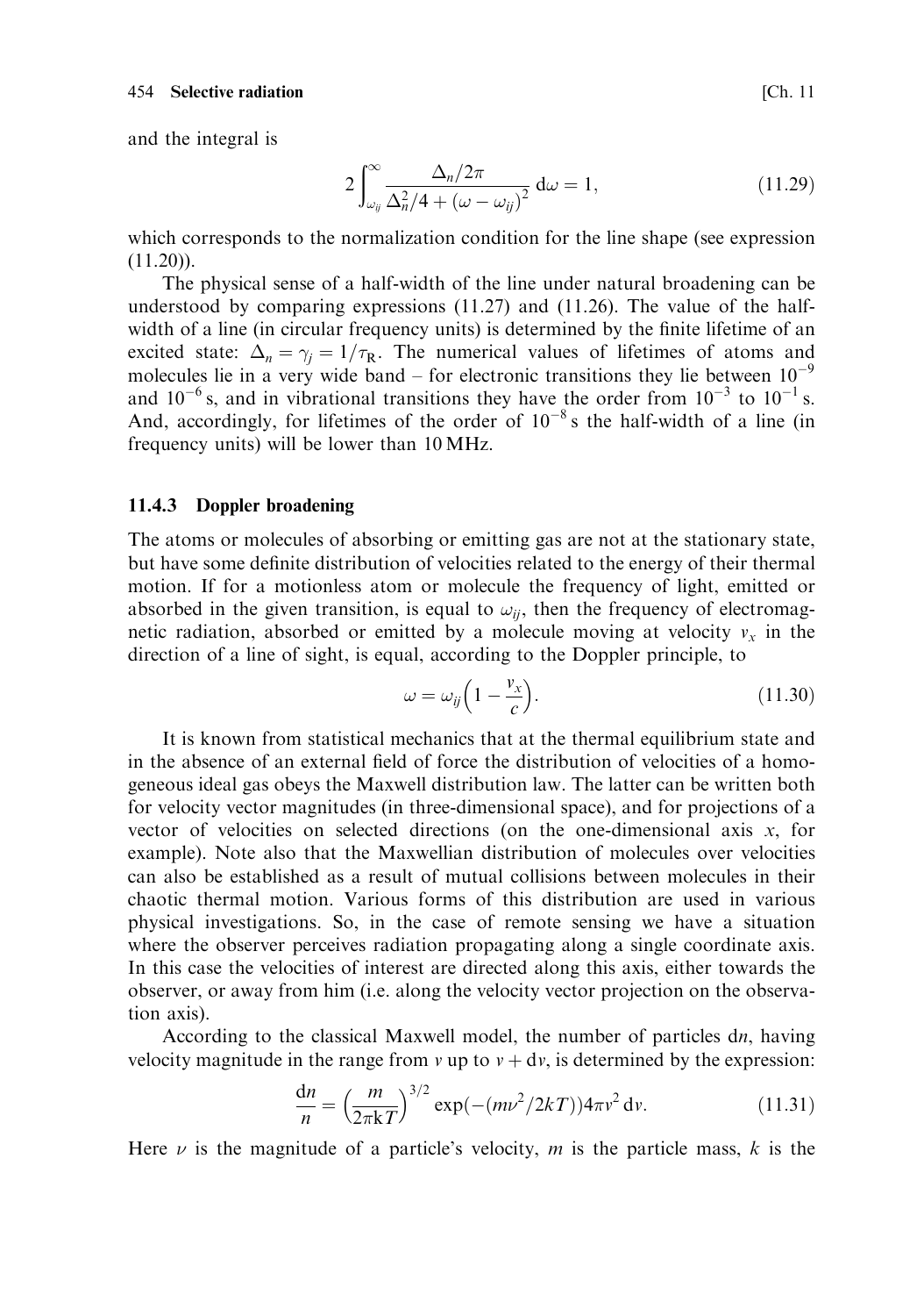and the integral is

$$2\int_{\omega_{ij}}^{\infty} \frac{\Delta_n/2\pi}{\Delta_n^2/4 + (\omega - \omega_{ij})^2}\, d\omega = 1, \tag{11.29}$$

which corresponds to the normalization condition for the line shape (see expression (11.20)).

The physical sense of a half-width of the line under natural broadening can be understood by comparing expressions (11.27) and (11.26). The value of the half-width of a line (in circular frequency units) is determined by the finite lifetime of an excited state: $\Delta_n = \gamma_j = 1/\tau_R$. The numerical values of lifetimes of atoms and molecules lie in a very wide band – for electronic transitions they lie between $10^{-9}$ and $10^{-6}$ s, and in vibrational transitions they have the order from $10^{-3}$ to $10^{-1}$ s. And, accordingly, for lifetimes of the order of $10^{-8}$ s the half-width of a line (in frequency units) will be lower than 10 MHz.

### 11.4.3 Doppler broadening

The atoms or molecules of absorbing or emitting gas are not at the stationary state, but have some definite distribution of velocities related to the energy of their thermal motion. If for a motionless atom or molecule the frequency of light, emitted or absorbed in the given transition, is equal to $\omega_{ij}$, then the frequency of electromagnetic radiation, absorbed or emitted by a molecule moving at velocity $v_x$ in the direction of a line of sight, is equal, according to the Doppler principle, to

$$\omega = \omega_{ij}\left(1 - \frac{v_x}{c}\right). \tag{11.30}$$

It is known from statistical mechanics that at the thermal equilibrium state and in the absence of an external field of force the distribution of velocities of a homogeneous ideal gas obeys the Maxwell distribution law. The latter can be written both for velocity vector magnitudes (in three-dimensional space), and for projections of a vector of velocities on selected directions (on the one-dimensional axis $x$, for example). Note also that the Maxwellian distribution of molecules over velocities can also be established as a result of mutual collisions between molecules in their chaotic thermal motion. Various forms of this distribution are used in various physical investigations. So, in the case of remote sensing we have a situation where the observer perceives radiation propagating along a single coordinate axis. In this case the velocities of interest are directed along this axis, either towards the observer, or away from him (i.e. along the velocity vector projection on the observation axis).

According to the classical Maxwell model, the number of particles $dn$, having velocity magnitude in the range from $v$ up to $v + dv$, is determined by the expression:

$$\frac{dn}{n} = \left(\frac{m}{2\pi kT}\right)^{3/2} \exp(-(m\nu^2/2kT))4\pi v^2\, dv. \tag{11.31}$$

Here $\nu$ is the magnitude of a particle's velocity, $m$ is the particle mass, $k$ is the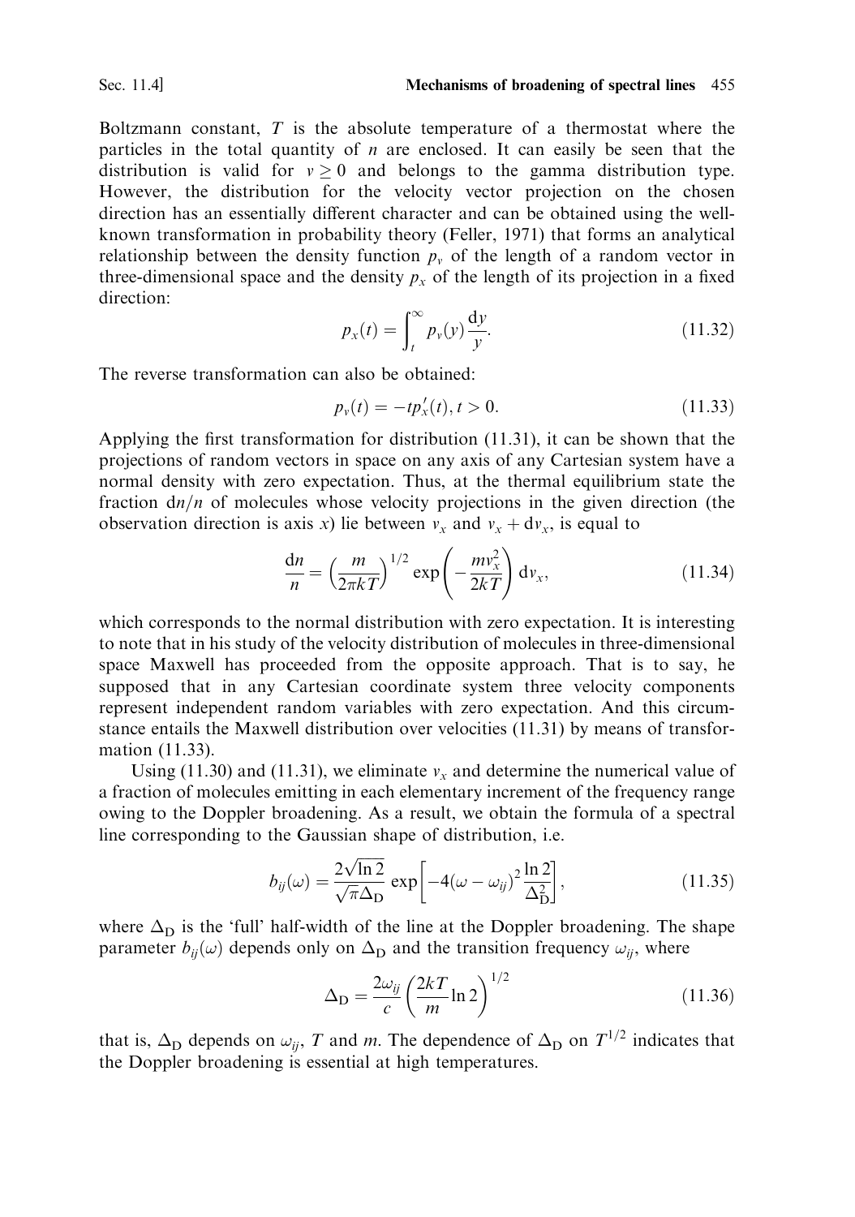Boltzmann constant, $T$ is the absolute temperature of a thermostat where the particles in the total quantity of $n$ are enclosed. It can easily be seen that the distribution is valid for $v \geq 0$ and belongs to the gamma distribution type. However, the distribution for the velocity vector projection on the chosen direction has an essentially different character and can be obtained using the well-known transformation in probability theory (Feller, 1971) that forms an analytical relationship between the density function $p_v$ of the length of a random vector in three-dimensional space and the density $p_x$ of the length of its projection in a fixed direction:

$$p_x(t) = \int_t^{\infty} p_v(y) \frac{\mathrm{d}y}{y}. \tag{11.32}$$

The reverse transformation can also be obtained:

$$p_v(t) = -t p_x'(t), t > 0. \tag{11.33}$$

Applying the first transformation for distribution (11.31), it can be shown that the projections of random vectors in space on any axis of any Cartesian system have a normal density with zero expectation. Thus, at the thermal equilibrium state the fraction $\mathrm{d}n/n$ of molecules whose velocity projections in the given direction (the observation direction is axis $x$) lie between $v_x$ and $v_x + \mathrm{d}v_x$, is equal to

$$\frac{\mathrm{d}n}{n} = \left(\frac{m}{2\pi kT}\right)^{1/2} \exp\left(-\frac{m v_x^2}{2kT}\right) \mathrm{d}v_x, \tag{11.34}$$

which corresponds to the normal distribution with zero expectation. It is interesting to note that in his study of the velocity distribution of molecules in three-dimensional space Maxwell has proceeded from the opposite approach. That is to say, he supposed that in any Cartesian coordinate system three velocity components represent independent random variables with zero expectation. And this circumstance entails the Maxwell distribution over velocities (11.31) by means of transformation (11.33).

Using (11.30) and (11.31), we eliminate $v_x$ and determine the numerical value of a fraction of molecules emitting in each elementary increment of the frequency range owing to the Doppler broadening. As a result, we obtain the formula of a spectral line corresponding to the Gaussian shape of distribution, i.e.

$$b_{ij}(\omega) = \frac{2\sqrt{\ln 2}}{\sqrt{\pi}\Delta_\mathrm{D}} \exp\left[-4(\omega - \omega_{ij})^2 \frac{\ln 2}{\Delta_\mathrm{D}^2}\right], \tag{11.35}$$

where $\Delta_\mathrm{D}$ is the 'full' half-width of the line at the Doppler broadening. The shape parameter $b_{ij}(\omega)$ depends only on $\Delta_\mathrm{D}$ and the transition frequency $\omega_{ij}$, where

$$\Delta_\mathrm{D} = \frac{2\omega_{ij}}{c}\left(\frac{2kT}{m}\ln 2\right)^{1/2} \tag{11.36}$$

that is, $\Delta_\mathrm{D}$ depends on $\omega_{ij}$, $T$ and $m$. The dependence of $\Delta_\mathrm{D}$ on $T^{1/2}$ indicates that the Doppler broadening is essential at high temperatures.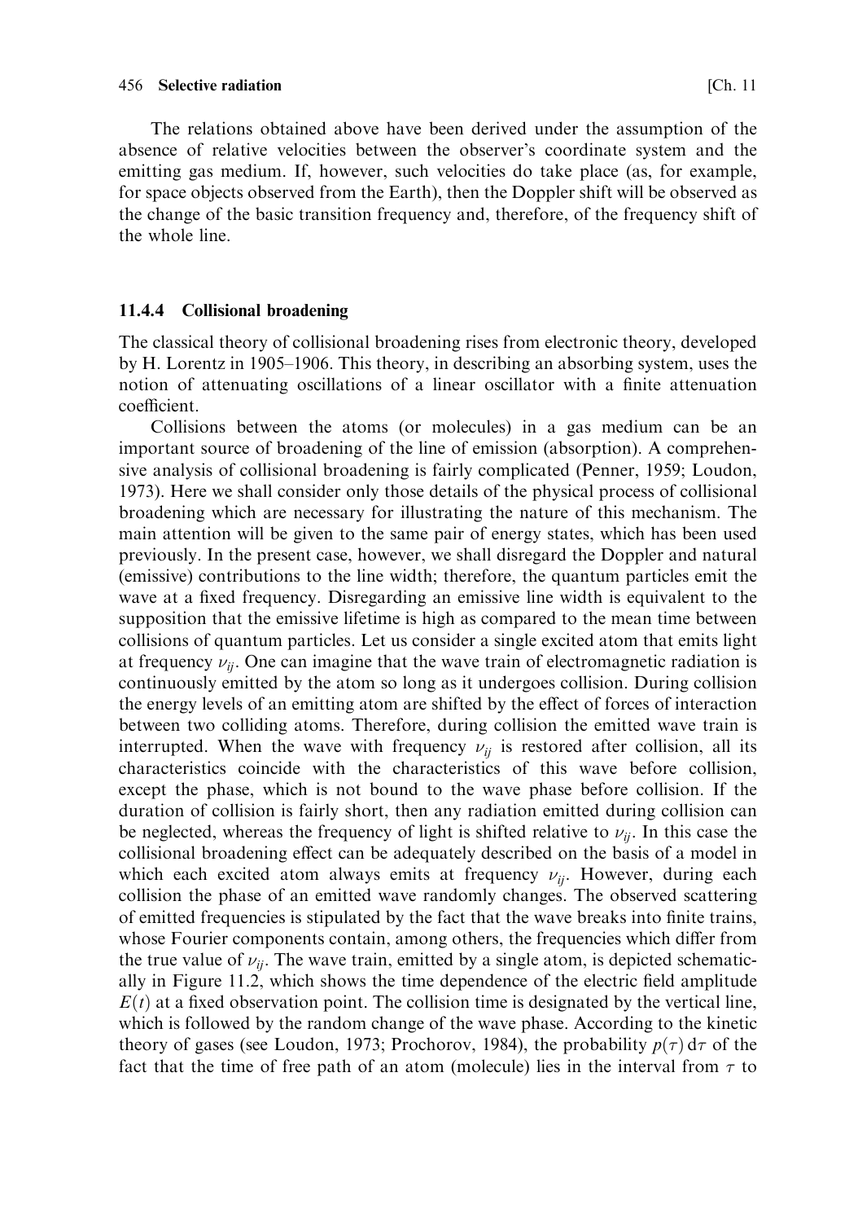The relations obtained above have been derived under the assumption of the absence of relative velocities between the observer's coordinate system and the emitting gas medium. If, however, such velocities do take place (as, for example, for space objects observed from the Earth), then the Doppler shift will be observed as the change of the basic transition frequency and, therefore, of the frequency shift of the whole line.

### 11.4.4 Collisional broadening

The classical theory of collisional broadening rises from electronic theory, developed by H. Lorentz in 1905–1906. This theory, in describing an absorbing system, uses the notion of attenuating oscillations of a linear oscillator with a finite attenuation coefficient.

Collisions between the atoms (or molecules) in a gas medium can be an important source of broadening of the line of emission (absorption). A comprehensive analysis of collisional broadening is fairly complicated (Penner, 1959; Loudon, 1973). Here we shall consider only those details of the physical process of collisional broadening which are necessary for illustrating the nature of this mechanism. The main attention will be given to the same pair of energy states, which has been used previously. In the present case, however, we shall disregard the Doppler and natural (emissive) contributions to the line width; therefore, the quantum particles emit the wave at a fixed frequency. Disregarding an emissive line width is equivalent to the supposition that the emissive lifetime is high as compared to the mean time between collisions of quantum particles. Let us consider a single excited atom that emits light at frequency $\nu_{ij}$. One can imagine that the wave train of electromagnetic radiation is continuously emitted by the atom so long as it undergoes collision. During collision the energy levels of an emitting atom are shifted by the effect of forces of interaction between two colliding atoms. Therefore, during collision the emitted wave train is interrupted. When the wave with frequency $\nu_{ij}$ is restored after collision, all its characteristics coincide with the characteristics of this wave before collision, except the phase, which is not bound to the wave phase before collision. If the duration of collision is fairly short, then any radiation emitted during collision can be neglected, whereas the frequency of light is shifted relative to $\nu_{ij}$. In this case the collisional broadening effect can be adequately described on the basis of a model in which each excited atom always emits at frequency $\nu_{ij}$. However, during each collision the phase of an emitted wave randomly changes. The observed scattering of emitted frequencies is stipulated by the fact that the wave breaks into finite trains, whose Fourier components contain, among others, the frequencies which differ from the true value of $\nu_{ij}$. The wave train, emitted by a single atom, is depicted schematically in Figure 11.2, which shows the time dependence of the electric field amplitude $E(t)$ at a fixed observation point. The collision time is designated by the vertical line, which is followed by the random change of the wave phase. According to the kinetic theory of gases (see Loudon, 1973; Prochorov, 1984), the probability $p(\tau)\,\mathrm{d}\tau$ of the fact that the time of free path of an atom (molecule) lies in the interval from $\tau$ to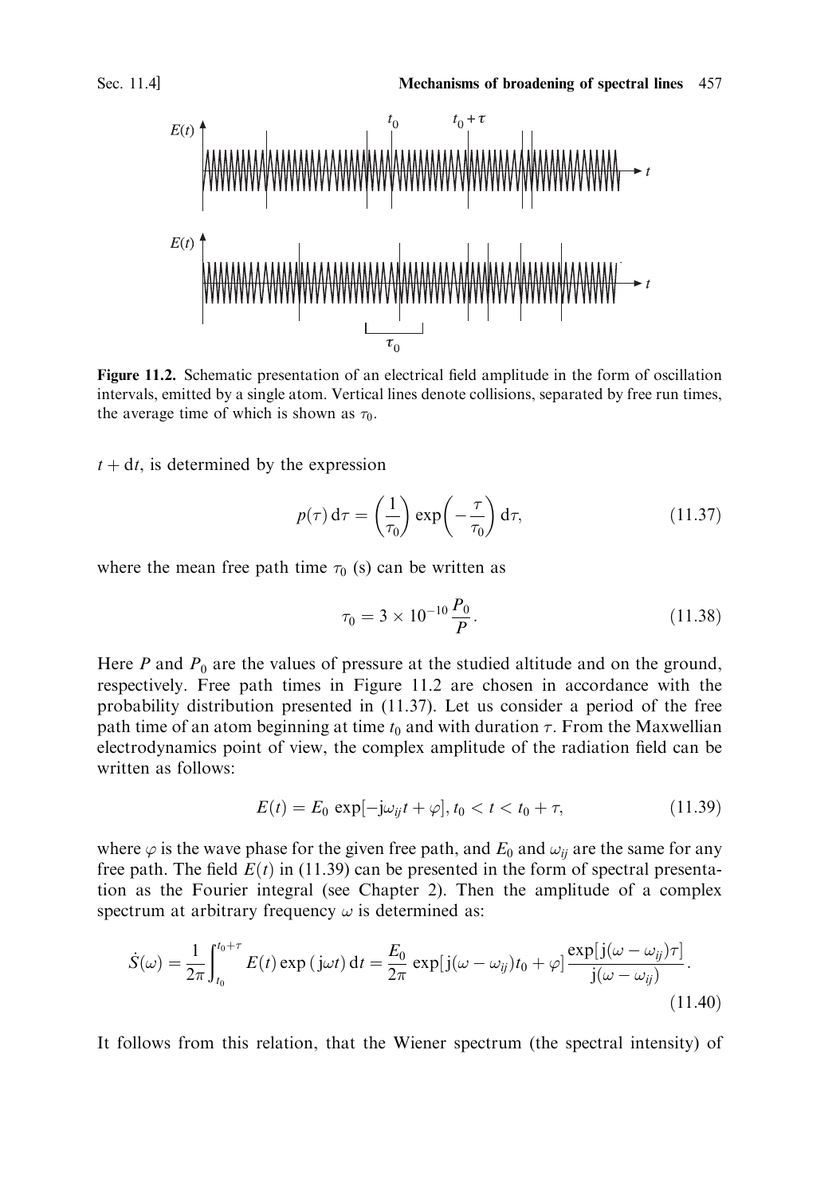**Figure 11.2.** Schematic presentation of an electrical field amplitude in the form of oscillation intervals, emitted by a single atom. Vertical lines denote collisions, separated by free run times, the average time of which is shown as $\tau_0$.

$t + \mathrm{d}t$, is determined by the expression

$$p(\tau)\,\mathrm{d}\tau = \left(\frac{1}{\tau_0}\right)\exp\left(-\frac{\tau}{\tau_0}\right)\mathrm{d}\tau, \tag{11.37}$$

where the mean free path time $\tau_0$ (s) can be written as

$$\tau_0 = 3 \times 10^{-10}\frac{P_0}{P}. \tag{11.38}$$

Here $P$ and $P_0$ are the values of pressure at the studied altitude and on the ground, respectively. Free path times in Figure 11.2 are chosen in accordance with the probability distribution presented in (11.37). Let us consider a period of the free path time of an atom beginning at time $t_0$ and with duration $\tau$. From the Maxwellian electrodynamics point of view, the complex amplitude of the radiation field can be written as follows:

$$E(t) = E_0 \exp[-\mathrm{j}\omega_{ij}t + \varphi], t_0 < t < t_0 + \tau, \tag{11.39}$$

where $\varphi$ is the wave phase for the given free path, and $E_0$ and $\omega_{ij}$ are the same for any free path. The field $E(t)$ in (11.39) can be presented in the form of spectral presentation as the Fourier integral (see Chapter 2). Then the amplitude of a complex spectrum at arbitrary frequency $\omega$ is determined as:

$$\dot{S}(\omega) = \frac{1}{2\pi}\int_{t_0}^{t_0+\tau} E(t)\exp(\mathrm{j}\omega t)\,\mathrm{d}t = \frac{E_0}{2\pi}\exp[\mathrm{j}(\omega - \omega_{ij})t_0 + \varphi]\frac{\exp[\mathrm{j}(\omega - \omega_{ij})\tau]}{\mathrm{j}(\omega - \omega_{ij})}. \tag{11.40}$$

It follows from this relation, that the Wiener spectrum (the spectral intensity) of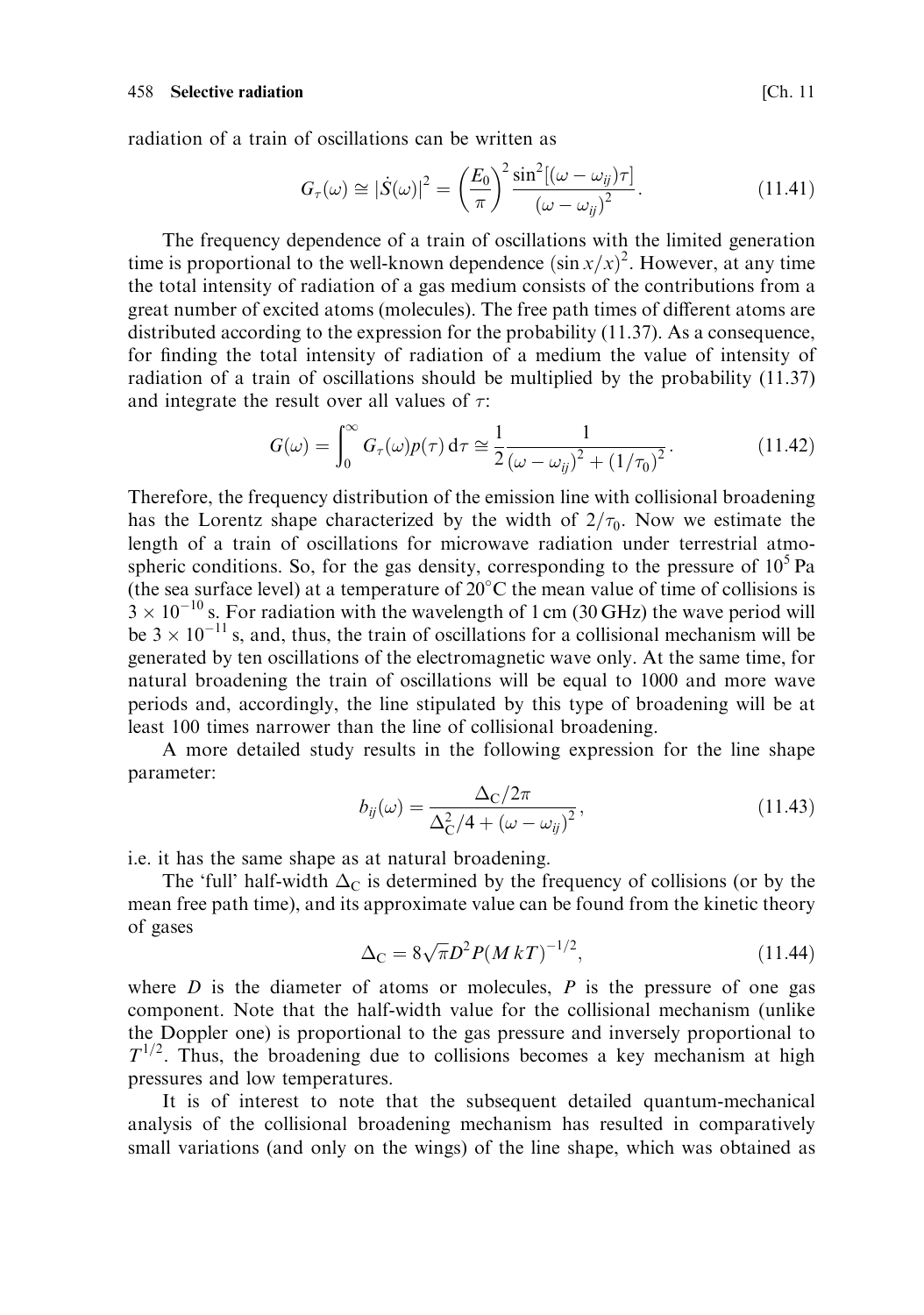radiation of a train of oscillations can be written as

$$G_\tau(\omega) \cong |\dot{S}(\omega)|^2 = \left(\frac{E_0}{\pi}\right)^2 \frac{\sin^2[(\omega - \omega_{ij})\tau]}{(\omega - \omega_{ij})^2}. \tag{11.41}$$

The frequency dependence of a train of oscillations with the limited generation time is proportional to the well-known dependence $(\sin x/x)^2$. However, at any time the total intensity of radiation of a gas medium consists of the contributions from a great number of excited atoms (molecules). The free path times of different atoms are distributed according to the expression for the probability (11.37). As a consequence, for finding the total intensity of radiation of a medium the value of intensity of radiation of a train of oscillations should be multiplied by the probability (11.37) and integrate the result over all values of $\tau$:

$$G(\omega) = \int_0^\infty G_\tau(\omega) p(\tau)\, \mathrm{d}\tau \cong \frac{1}{2} \frac{1}{(\omega - \omega_{ij})^2 + (1/\tau_0)^2}. \tag{11.42}$$

Therefore, the frequency distribution of the emission line with collisional broadening has the Lorentz shape characterized by the width of $2/\tau_0$. Now we estimate the length of a train of oscillations for microwave radiation under terrestrial atmospheric conditions. So, for the gas density, corresponding to the pressure of $10^5$ Pa (the sea surface level) at a temperature of 20°C the mean value of time of collisions is $3 \times 10^{-10}$ s. For radiation with the wavelength of 1 cm (30 GHz) the wave period will be $3 \times 10^{-11}$ s, and, thus, the train of oscillations for a collisional mechanism will be generated by ten oscillations of the electromagnetic wave only. At the same time, for natural broadening the train of oscillations will be equal to 1000 and more wave periods and, accordingly, the line stipulated by this type of broadening will be at least 100 times narrower than the line of collisional broadening.

A more detailed study results in the following expression for the line shape parameter:

$$b_{ij}(\omega) = \frac{\Delta_C/2\pi}{\Delta_C^2/4 + (\omega - \omega_{ij})^2}, \tag{11.43}$$

i.e. it has the same shape as at natural broadening.

The 'full' half-width $\Delta_C$ is determined by the frequency of collisions (or by the mean free path time), and its approximate value can be found from the kinetic theory of gases

$$\Delta_C = 8\sqrt{\pi} D^2 P (M\,kT)^{-1/2}, \tag{11.44}$$

where $D$ is the diameter of atoms or molecules, $P$ is the pressure of one gas component. Note that the half-width value for the collisional mechanism (unlike the Doppler one) is proportional to the gas pressure and inversely proportional to $T^{1/2}$. Thus, the broadening due to collisions becomes a key mechanism at high pressures and low temperatures.

It is of interest to note that the subsequent detailed quantum-mechanical analysis of the collisional broadening mechanism has resulted in comparatively small variations (and only on the wings) of the line shape, which was obtained as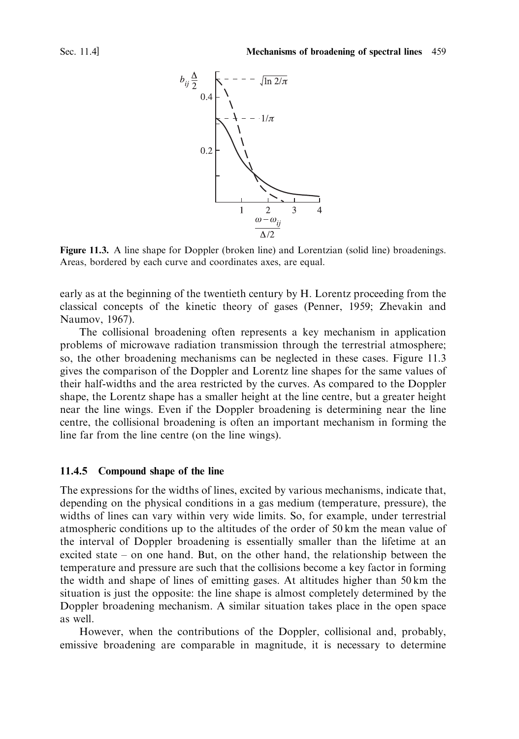$b_{ij}\frac{\Delta}{2}$

$\sqrt{\ln 2/\pi}$

0.4

$1/\pi$

0.2

1 2 3 4

$\frac{\omega - \omega_{ij}}{\Delta/2}$

**Figure 11.3.** A line shape for Doppler (broken line) and Lorentzian (solid line) broadenings. Areas, bordered by each curve and coordinates axes, are equal.

early as at the beginning of the twentieth century by H. Lorentz proceeding from the classical concepts of the kinetic theory of gases (Penner, 1959; Zhevakin and Naumov, 1967).

The collisional broadening often represents a key mechanism in application problems of microwave radiation transmission through the terrestrial atmosphere; so, the other broadening mechanisms can be neglected in these cases. Figure 11.3 gives the comparison of the Doppler and Lorentz line shapes for the same values of their half-widths and the area restricted by the curves. As compared to the Doppler shape, the Lorentz shape has a smaller height at the line centre, but a greater height near the line wings. Even if the Doppler broadening is determining near the line centre, the collisional broadening is often an important mechanism in forming the line far from the line centre (on the line wings).

### 11.4.5 Compound shape of the line

The expressions for the widths of lines, excited by various mechanisms, indicate that, depending on the physical conditions in a gas medium (temperature, pressure), the widths of lines can vary within very wide limits. So, for example, under terrestrial atmospheric conditions up to the altitudes of the order of 50 km the mean value of the interval of Doppler broadening is essentially smaller than the lifetime at an excited state – on one hand. But, on the other hand, the relationship between the temperature and pressure are such that the collisions become a key factor in forming the width and shape of lines of emitting gases. At altitudes higher than 50 km the situation is just the opposite: the line shape is almost completely determined by the Doppler broadening mechanism. A similar situation takes place in the open space as well.

However, when the contributions of the Doppler, collisional and, probably, emissive broadening are comparable in magnitude, it is necessary to determine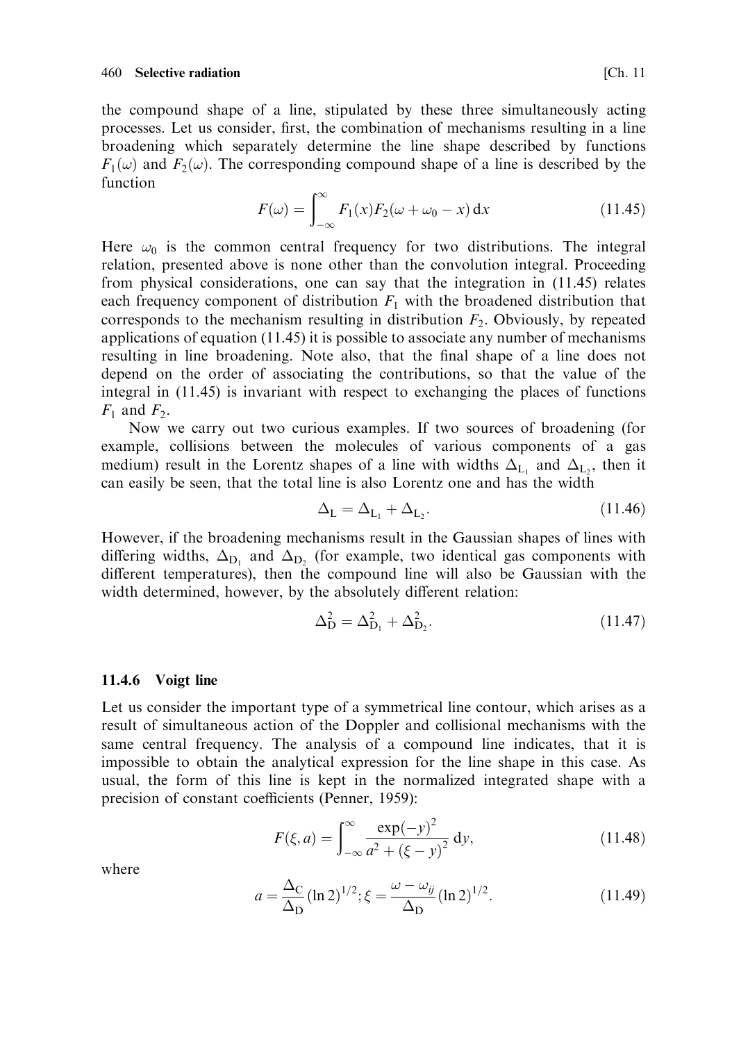the compound shape of a line, stipulated by these three simultaneously acting processes. Let us consider, first, the combination of mechanisms resulting in a line broadening which separately determine the line shape described by functions $F_1(\omega)$ and $F_2(\omega)$. The corresponding compound shape of a line is described by the function

$$F(\omega) = \int_{-\infty}^{\infty} F_1(x) F_2(\omega + \omega_0 - x)\,\mathrm{d}x \tag{11.45}$$

Here $\omega_0$ is the common central frequency for two distributions. The integral relation, presented above is none other than the convolution integral. Proceeding from physical considerations, one can say that the integration in (11.45) relates each frequency component of distribution $F_1$ with the broadened distribution that corresponds to the mechanism resulting in distribution $F_2$. Obviously, by repeated applications of equation (11.45) it is possible to associate any number of mechanisms resulting in line broadening. Note also, that the final shape of a line does not depend on the order of associating the contributions, so that the value of the integral in (11.45) is invariant with respect to exchanging the places of functions $F_1$ and $F_2$.

Now we carry out two curious examples. If two sources of broadening (for example, collisions between the molecules of various components of a gas medium) result in the Lorentz shapes of a line with widths $\Delta_{L_1}$ and $\Delta_{L_2}$, then it can easily be seen, that the total line is also Lorentz one and has the width

$$\Delta_L = \Delta_{L_1} + \Delta_{L_2}. \tag{11.46}$$

However, if the broadening mechanisms result in the Gaussian shapes of lines with differing widths, $\Delta_{D_1}$ and $\Delta_{D_2}$ (for example, two identical gas components with different temperatures), then the compound line will also be Gaussian with the width determined, however, by the absolutely different relation:

$$\Delta_D^2 = \Delta_{D_1}^2 + \Delta_{D_2}^2. \tag{11.47}$$

### 11.4.6 Voigt line

Let us consider the important type of a symmetrical line contour, which arises as a result of simultaneous action of the Doppler and collisional mechanisms with the same central frequency. The analysis of a compound line indicates, that it is impossible to obtain the analytical expression for the line shape in this case. As usual, the form of this line is kept in the normalized integrated shape with a precision of constant coefficients (Penner, 1959):

$$F(\xi, a) = \int_{-\infty}^{\infty} \frac{\exp(-y)^2}{a^2 + (\xi - y)^2}\,\mathrm{d}y, \tag{11.48}$$

where

$$a = \frac{\Delta_C}{\Delta_D}(\ln 2)^{1/2}; \xi = \frac{\omega - \omega_{ij}}{\Delta_D}(\ln 2)^{1/2}. \tag{11.49}$$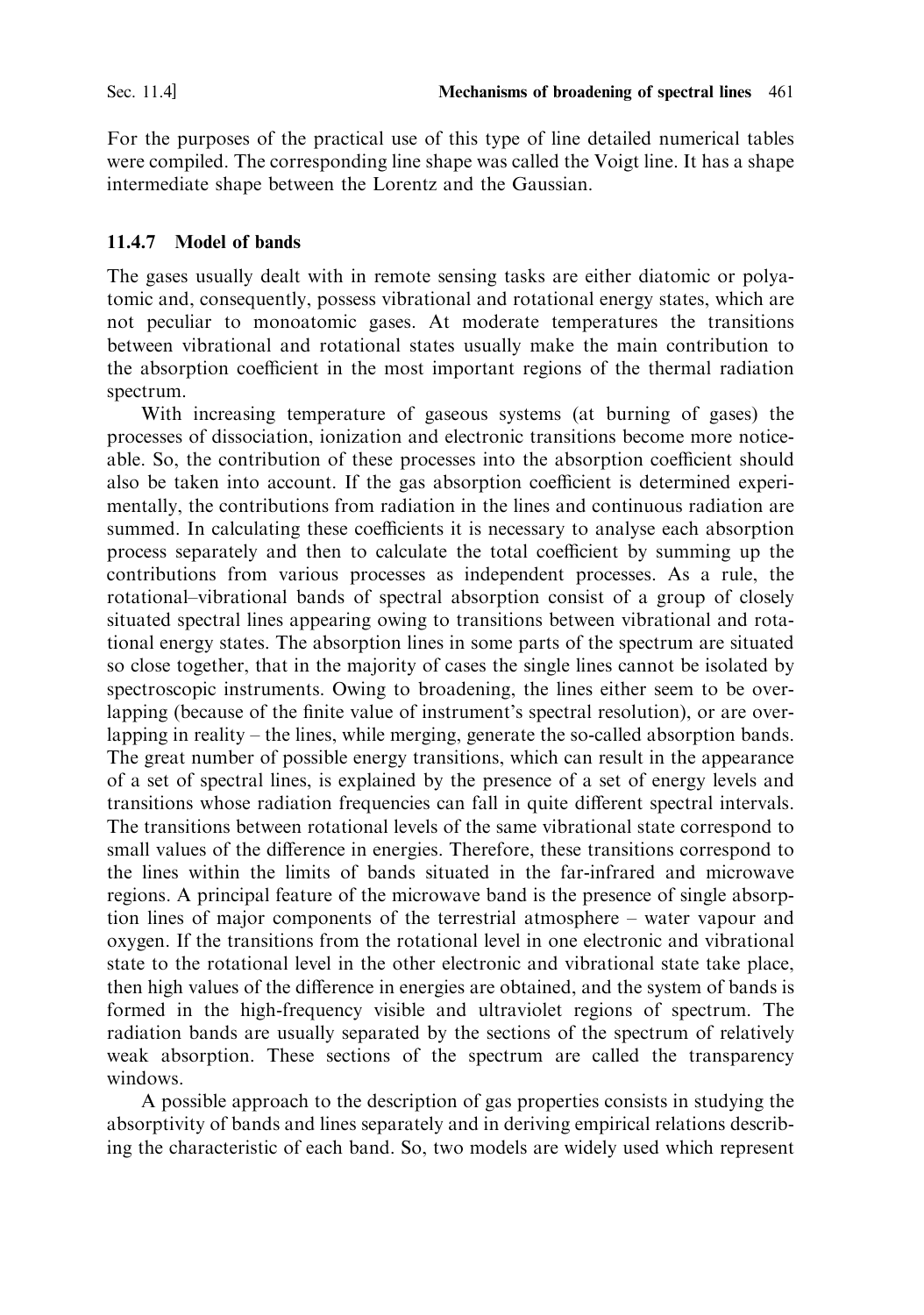For the purposes of the practical use of this type of line detailed numerical tables were compiled. The corresponding line shape was called the Voigt line. It has a shape intermediate shape between the Lorentz and the Gaussian.

### 11.4.7 Model of bands

The gases usually dealt with in remote sensing tasks are either diatomic or polyatomic and, consequently, possess vibrational and rotational energy states, which are not peculiar to monoatomic gases. At moderate temperatures the transitions between vibrational and rotational states usually make the main contribution to the absorption coefficient in the most important regions of the thermal radiation spectrum.

With increasing temperature of gaseous systems (at burning of gases) the processes of dissociation, ionization and electronic transitions become more noticeable. So, the contribution of these processes into the absorption coefficient should also be taken into account. If the gas absorption coefficient is determined experimentally, the contributions from radiation in the lines and continuous radiation are summed. In calculating these coefficients it is necessary to analyse each absorption process separately and then to calculate the total coefficient by summing up the contributions from various processes as independent processes. As a rule, the rotational–vibrational bands of spectral absorption consist of a group of closely situated spectral lines appearing owing to transitions between vibrational and rotational energy states. The absorption lines in some parts of the spectrum are situated so close together, that in the majority of cases the single lines cannot be isolated by spectroscopic instruments. Owing to broadening, the lines either seem to be overlapping (because of the finite value of instrument's spectral resolution), or are overlapping in reality – the lines, while merging, generate the so-called absorption bands. The great number of possible energy transitions, which can result in the appearance of a set of spectral lines, is explained by the presence of a set of energy levels and transitions whose radiation frequencies can fall in quite different spectral intervals. The transitions between rotational levels of the same vibrational state correspond to small values of the difference in energies. Therefore, these transitions correspond to the lines within the limits of bands situated in the far-infrared and microwave regions. A principal feature of the microwave band is the presence of single absorption lines of major components of the terrestrial atmosphere – water vapour and oxygen. If the transitions from the rotational level in one electronic and vibrational state to the rotational level in the other electronic and vibrational state take place, then high values of the difference in energies are obtained, and the system of bands is formed in the high-frequency visible and ultraviolet regions of spectrum. The radiation bands are usually separated by the sections of the spectrum of relatively weak absorption. These sections of the spectrum are called the transparency windows.

A possible approach to the description of gas properties consists in studying the absorptivity of bands and lines separately and in deriving empirical relations describing the characteristic of each band. So, two models are widely used which represent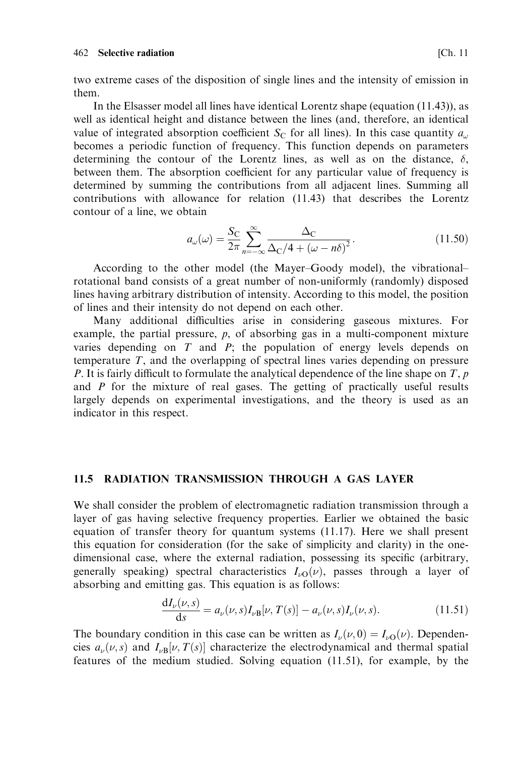two extreme cases of the disposition of single lines and the intensity of emission in them.

In the Elsasser model all lines have identical Lorentz shape (equation (11.43)), as well as identical height and distance between the lines (and, therefore, an identical value of integrated absorption coefficient $S_C$ for all lines). In this case quantity $a_\omega$ becomes a periodic function of frequency. This function depends on parameters determining the contour of the Lorentz lines, as well as on the distance, $\delta$, between them. The absorption coefficient for any particular value of frequency is determined by summing the contributions from all adjacent lines. Summing all contributions with allowance for relation (11.43) that describes the Lorentz contour of a line, we obtain

$$a_\omega(\omega) = \frac{S_C}{2\pi} \sum_{n=-\infty}^{\infty} \frac{\Delta_C}{\Delta_C/4 + (\omega - n\delta)^2}. \tag{11.50}$$

According to the other model (the Mayer–Goody model), the vibrational–rotational band consists of a great number of non-uniformly (randomly) disposed lines having arbitrary distribution of intensity. According to this model, the position of lines and their intensity do not depend on each other.

Many additional difficulties arise in considering gaseous mixtures. For example, the partial pressure, $p$, of absorbing gas in a multi-component mixture varies depending on $T$ and $P$; the population of energy levels depends on temperature $T$, and the overlapping of spectral lines varies depending on pressure $P$. It is fairly difficult to formulate the analytical dependence of the line shape on $T$, $p$ and $P$ for the mixture of real gases. The getting of practically useful results largely depends on experimental investigations, and the theory is used as an indicator in this respect.

## 11.5 RADIATION TRANSMISSION THROUGH A GAS LAYER

We shall consider the problem of electromagnetic radiation transmission through a layer of gas having selective frequency properties. Earlier we obtained the basic equation of transfer theory for quantum systems (11.17). Here we shall present this equation for consideration (for the sake of simplicity and clarity) in the one-dimensional case, where the external radiation, possessing its specific (arbitrary, generally speaking) spectral characteristics $I_{\nu O}(\nu)$, passes through a layer of absorbing and emitting gas. This equation is as follows:

$$\frac{dI_\nu(\nu, s)}{ds} = a_\nu(\nu, s) I_{\nu B}[\nu, T(s)] - a_\nu(\nu, s) I_\nu(\nu, s). \tag{11.51}$$

The boundary condition in this case can be written as $I_\nu(\nu, 0) = I_{\nu O}(\nu)$. Dependencies $a_\nu(\nu, s)$ and $I_{\nu B}[\nu, T(s)]$ characterize the electrodynamical and thermal spatial features of the medium studied. Solving equation (11.51), for example, by the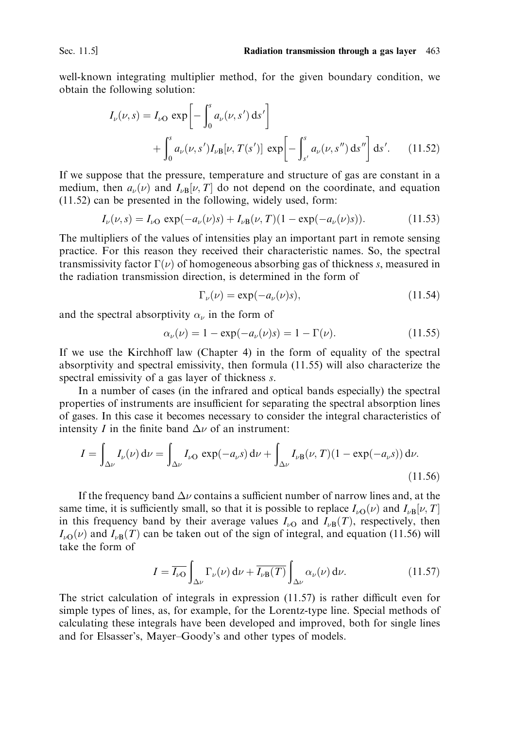well-known integrating multiplier method, for the given boundary condition, we obtain the following solution:

$$I_\nu(\nu, s) = I_{\nu\mathrm{O}} \exp\left[-\int_0^s a_\nu(\nu, s')\,\mathrm{d}s'\right] + \int_0^s a_\nu(\nu, s') I_{\nu\mathrm{B}}[\nu, T(s')] \exp\left[-\int_{s'}^s a_\nu(\nu, s'')\,\mathrm{d}s''\right]\mathrm{d}s'. \tag{11.52}$$

If we suppose that the pressure, temperature and structure of gas are constant in a medium, then $a_\nu(\nu)$ and $I_{\nu\mathrm{B}}[\nu, T]$ do not depend on the coordinate, and equation (11.52) can be presented in the following, widely used, form:

$$I_\nu(\nu, s) = I_{\nu\mathrm{O}} \exp(-a_\nu(\nu)s) + I_{\nu\mathrm{B}}(\nu, T)(1 - \exp(-a_\nu(\nu)s)). \tag{11.53}$$

The multipliers of the values of intensities play an important part in remote sensing practice. For this reason they received their characteristic names. So, the spectral transmissivity factor $\Gamma(\nu)$ of homogeneous absorbing gas of thickness $s$, measured in the radiation transmission direction, is determined in the form of

$$\Gamma_\nu(\nu) = \exp(-a_\nu(\nu)s), \tag{11.54}$$

and the spectral absorptivity $\alpha_\nu$ in the form of

$$\alpha_\nu(\nu) = 1 - \exp(-a_\nu(\nu)s) = 1 - \Gamma(\nu). \tag{11.55}$$

If we use the Kirchhoff law (Chapter 4) in the form of equality of the spectral absorptivity and spectral emissivity, then formula (11.55) will also characterize the spectral emissivity of a gas layer of thickness $s$.

In a number of cases (in the infrared and optical bands especially) the spectral properties of instruments are insufficient for separating the spectral absorption lines of gases. In this case it becomes necessary to consider the integral characteristics of intensity $I$ in the finite band $\Delta\nu$ of an instrument:

$$I = \int_{\Delta\nu} I_\nu(\nu)\,\mathrm{d}\nu = \int_{\Delta\nu} I_{\nu\mathrm{O}} \exp(-a_\nu s)\,\mathrm{d}\nu + \int_{\Delta\nu} I_{\nu\mathrm{B}}(\nu, T)(1 - \exp(-a_\nu s))\,\mathrm{d}\nu. \tag{11.56}$$

If the frequency band $\Delta\nu$ contains a sufficient number of narrow lines and, at the same time, it is sufficiently small, so that it is possible to replace $I_{\nu\mathrm{O}}(\nu)$ and $I_{\nu\mathrm{B}}[\nu, T]$ in this frequency band by their average values $I_{\nu\mathrm{O}}$ and $I_{\nu\mathrm{B}}(T)$, respectively, then $I_{\nu\mathrm{O}}(\nu)$ and $I_{\nu\mathrm{B}}(T)$ can be taken out of the sign of integral, and equation (11.56) will take the form of

$$I = \overline{I_{\nu\mathrm{O}}} \int_{\Delta\nu} \Gamma_\nu(\nu)\,\mathrm{d}\nu + \overline{I_{\nu\mathrm{B}}(T)} \int_{\Delta\nu} \alpha_\nu(\nu)\,\mathrm{d}\nu. \tag{11.57}$$

The strict calculation of integrals in expression (11.57) is rather difficult even for simple types of lines, as, for example, for the Lorentz-type line. Special methods of calculating these integrals have been developed and improved, both for single lines and for Elsasser's, Mayer–Goody's and other types of models.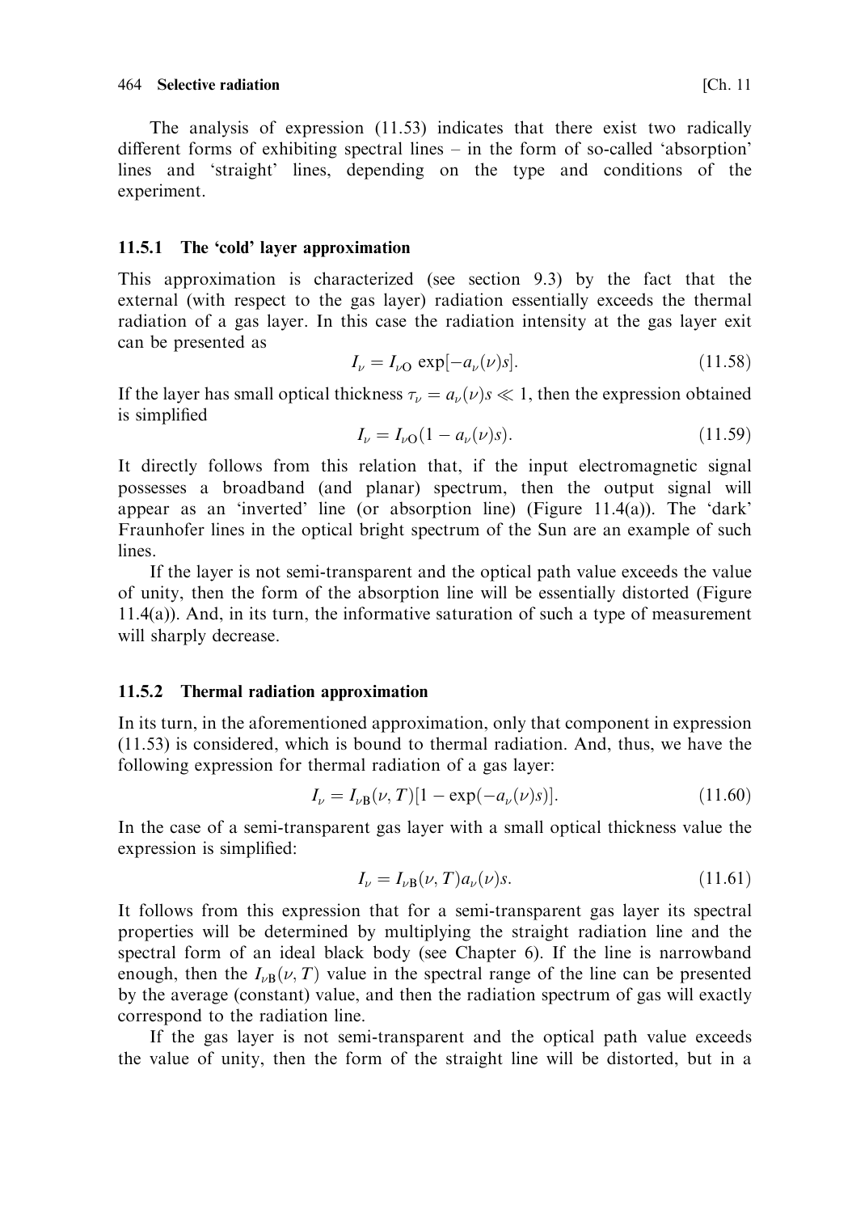The analysis of expression (11.53) indicates that there exist two radically different forms of exhibiting spectral lines – in the form of so-called 'absorption' lines and 'straight' lines, depending on the type and conditions of the experiment.

### 11.5.1 The 'cold' layer approximation

This approximation is characterized (see section 9.3) by the fact that the external (with respect to the gas layer) radiation essentially exceeds the thermal radiation of a gas layer. In this case the radiation intensity at the gas layer exit can be presented as

$$I_\nu = I_{\nu\mathrm{O}} \exp[-a_\nu(\nu)s]. \tag{11.58}$$

If the layer has small optical thickness $\tau_\nu = a_\nu(\nu)s \ll 1$, then the expression obtained is simplified

$$I_\nu = I_{\nu\mathrm{O}}(1 - a_\nu(\nu)s). \tag{11.59}$$

It directly follows from this relation that, if the input electromagnetic signal possesses a broadband (and planar) spectrum, then the output signal will appear as an 'inverted' line (or absorption line) (Figure 11.4(a)). The 'dark' Fraunhofer lines in the optical bright spectrum of the Sun are an example of such lines.

If the layer is not semi-transparent and the optical path value exceeds the value of unity, then the form of the absorption line will be essentially distorted (Figure 11.4(a)). And, in its turn, the informative saturation of such a type of measurement will sharply decrease.

### 11.5.2 Thermal radiation approximation

In its turn, in the aforementioned approximation, only that component in expression (11.53) is considered, which is bound to thermal radiation. And, thus, we have the following expression for thermal radiation of a gas layer:

$$I_\nu = I_{\nu\mathrm{B}}(\nu, T)[1 - \exp(-a_\nu(\nu)s)]. \tag{11.60}$$

In the case of a semi-transparent gas layer with a small optical thickness value the expression is simplified:

$$I_\nu = I_{\nu\mathrm{B}}(\nu, T)a_\nu(\nu)s. \tag{11.61}$$

It follows from this expression that for a semi-transparent gas layer its spectral properties will be determined by multiplying the straight radiation line and the spectral form of an ideal black body (see Chapter 6). If the line is narrowband enough, then the $I_{\nu\mathrm{B}}(\nu, T)$ value in the spectral range of the line can be presented by the average (constant) value, and then the radiation spectrum of gas will exactly correspond to the radiation line.

If the gas layer is not semi-transparent and the optical path value exceeds the value of unity, then the form of the straight line will be distorted, but in a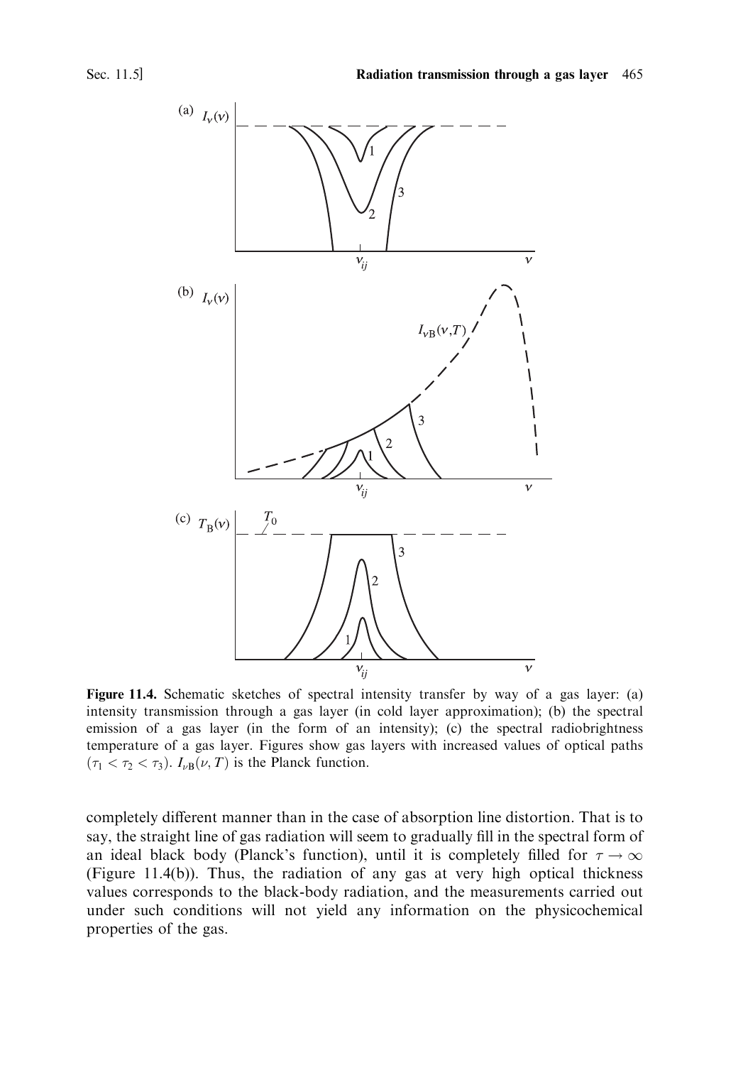**Figure 11.4.** Schematic sketches of spectral intensity transfer by way of a gas layer: (a) intensity transmission through a gas layer (in cold layer approximation); (b) the spectral emission of a gas layer (in the form of an intensity); (c) the spectral radiobrightness temperature of a gas layer. Figures show gas layers with increased values of optical paths ($\tau_1 < \tau_2 < \tau_3$). $I_{\nu B}(\nu, T)$ is the Planck function.

completely different manner than in the case of absorption line distortion. That is to say, the straight line of gas radiation will seem to gradually fill in the spectral form of an ideal black body (Planck's function), until it is completely filled for $\tau \to \infty$ (Figure 11.4(b)). Thus, the radiation of any gas at very high optical thickness values corresponds to the black-body radiation, and the measurements carried out under such conditions will not yield any information on the physicochemical properties of the gas.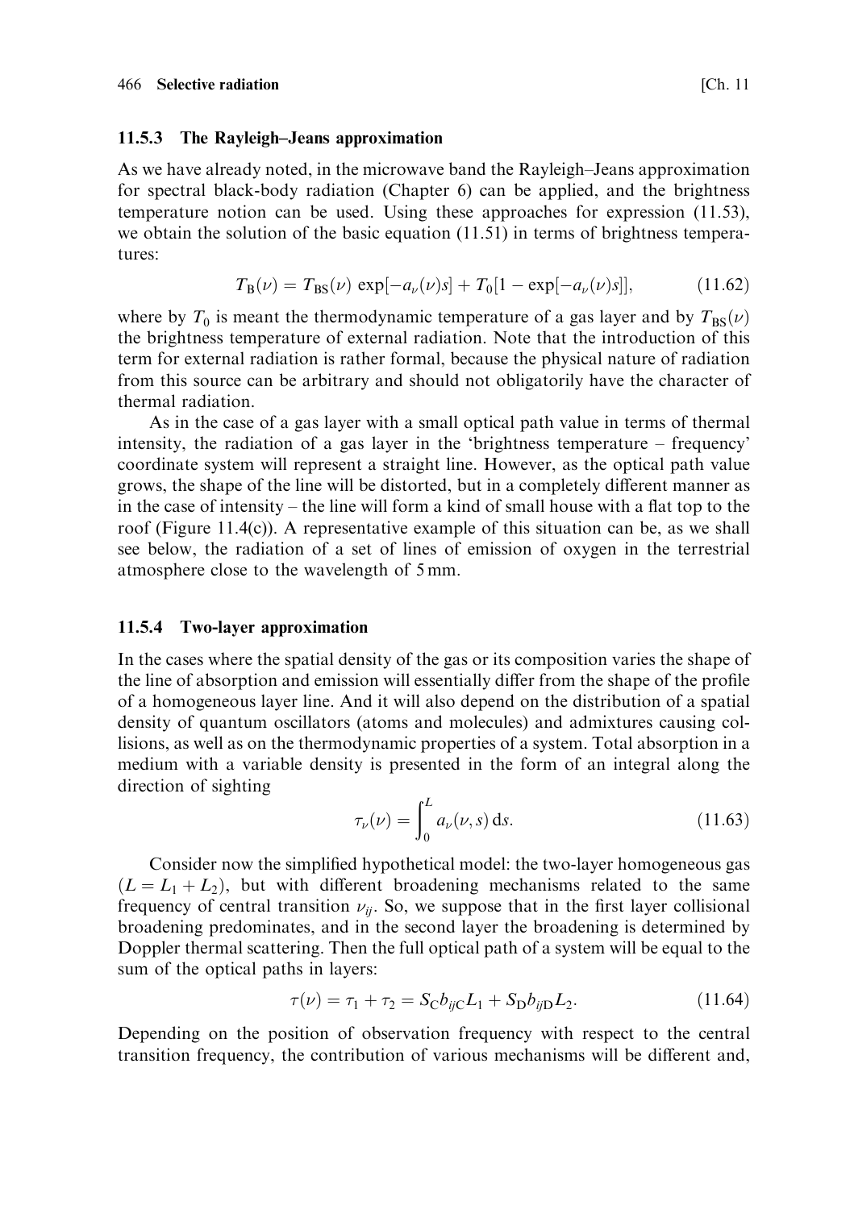### 11.5.3 The Rayleigh–Jeans approximation

As we have already noted, in the microwave band the Rayleigh–Jeans approximation for spectral black-body radiation (Chapter 6) can be applied, and the brightness temperature notion can be used. Using these approaches for expression (11.53), we obtain the solution of the basic equation (11.51) in terms of brightness temperatures:

$$T_{\mathrm{B}}(\nu) = T_{\mathrm{BS}}(\nu)\,\exp[-a_\nu(\nu)s] + T_0[1 - \exp[-a_\nu(\nu)s]], \tag{11.62}$$

where by $T_0$ is meant the thermodynamic temperature of a gas layer and by $T_{\mathrm{BS}}(\nu)$ the brightness temperature of external radiation. Note that the introduction of this term for external radiation is rather formal, because the physical nature of radiation from this source can be arbitrary and should not obligatorily have the character of thermal radiation.

As in the case of a gas layer with a small optical path value in terms of thermal intensity, the radiation of a gas layer in the 'brightness temperature – frequency' coordinate system will represent a straight line. However, as the optical path value grows, the shape of the line will be distorted, but in a completely different manner as in the case of intensity – the line will form a kind of small house with a flat top to the roof (Figure 11.4(c)). A representative example of this situation can be, as we shall see below, the radiation of a set of lines of emission of oxygen in the terrestrial atmosphere close to the wavelength of 5 mm.

### 11.5.4 Two-layer approximation

In the cases where the spatial density of the gas or its composition varies the shape of the line of absorption and emission will essentially differ from the shape of the profile of a homogeneous layer line. And it will also depend on the distribution of a spatial density of quantum oscillators (atoms and molecules) and admixtures causing collisions, as well as on the thermodynamic properties of a system. Total absorption in a medium with a variable density is presented in the form of an integral along the direction of sighting

$$\tau_\nu(\nu) = \int_0^L a_\nu(\nu, s)\,\mathrm{d}s. \tag{11.63}$$

Consider now the simplified hypothetical model: the two-layer homogeneous gas ($L = L_1 + L_2$), but with different broadening mechanisms related to the same frequency of central transition $\nu_{ij}$. So, we suppose that in the first layer collisional broadening predominates, and in the second layer the broadening is determined by Doppler thermal scattering. Then the full optical path of a system will be equal to the sum of the optical paths in layers:

$$\tau(\nu) = \tau_1 + \tau_2 = S_{\mathrm{C}} b_{ij\mathrm{C}} L_1 + S_{\mathrm{D}} b_{ij\mathrm{D}} L_2. \tag{11.64}$$

Depending on the position of observation frequency with respect to the central transition frequency, the contribution of various mechanisms will be different and,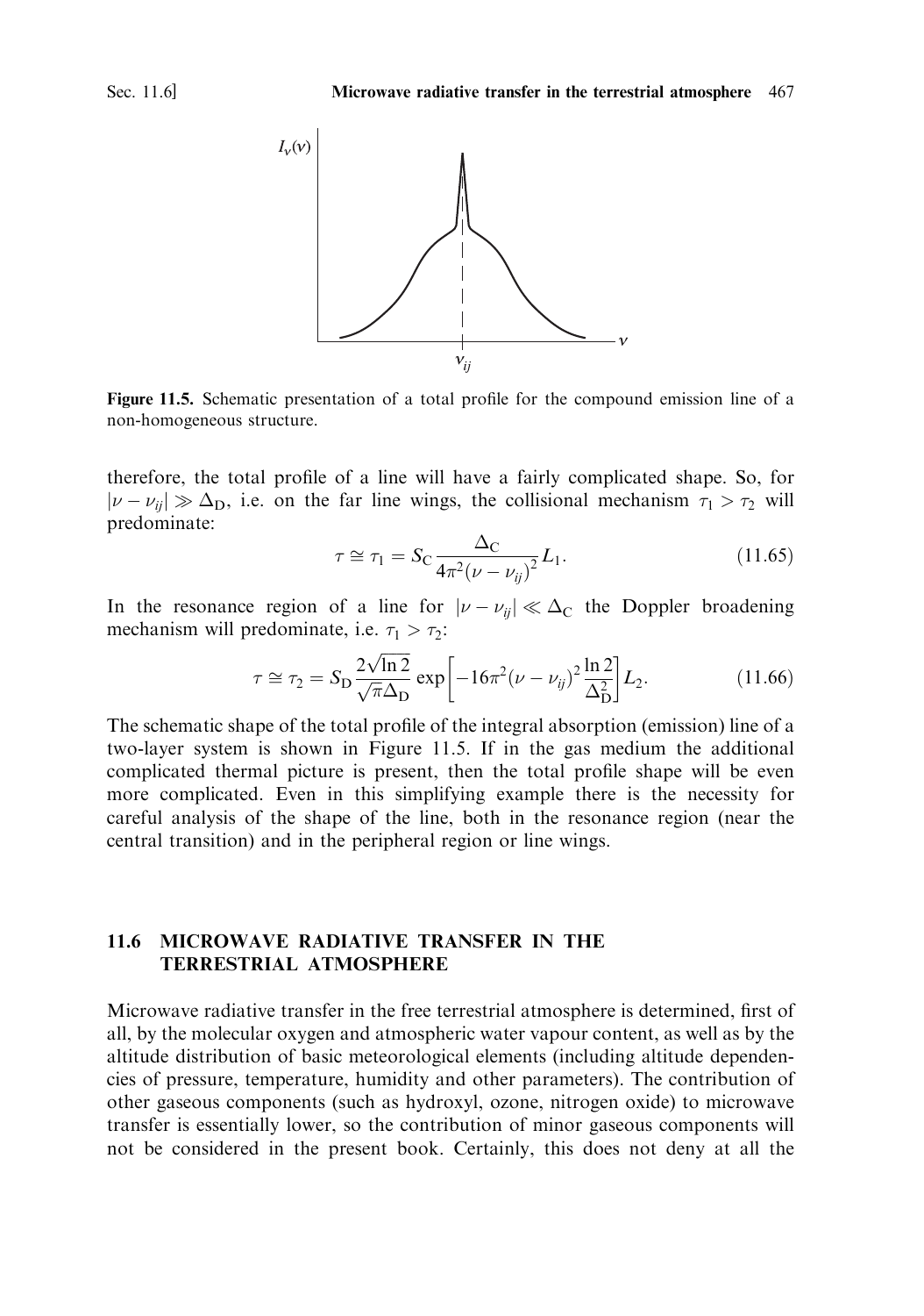Figure 11.5. Schematic presentation of a total profile for the compound emission line of a non-homogeneous structure.

therefore, the total profile of a line will have a fairly complicated shape. So, for $|\nu - \nu_{ij}| \gg \Delta_D$, i.e. on the far line wings, the collisional mechanism $\tau_1 > \tau_2$ will predominate:

$$\tau \cong \tau_1 = S_C \frac{\Delta_C}{4\pi^2(\nu - \nu_{ij})^2} L_1. \tag{11.65}$$

In the resonance region of a line for $|\nu - \nu_{ij}| \ll \Delta_C$ the Doppler broadening mechanism will predominate, i.e. $\tau_1 > \tau_2$:

$$\tau \cong \tau_2 = S_D \frac{2\sqrt{\ln 2}}{\sqrt{\pi}\Delta_D} \exp\left[-16\pi^2(\nu - \nu_{ij})^2 \frac{\ln 2}{\Delta_D^2}\right] L_2. \tag{11.66}$$

The schematic shape of the total profile of the integral absorption (emission) line of a two-layer system is shown in Figure 11.5. If in the gas medium the additional complicated thermal picture is present, then the total profile shape will be even more complicated. Even in this simplifying example there is the necessity for careful analysis of the shape of the line, both in the resonance region (near the central transition) and in the peripheral region or line wings.

## 11.6 MICROWAVE RADIATIVE TRANSFER IN THE TERRESTRIAL ATMOSPHERE

Microwave radiative transfer in the free terrestrial atmosphere is determined, first of all, by the molecular oxygen and atmospheric water vapour content, as well as by the altitude distribution of basic meteorological elements (including altitude dependencies of pressure, temperature, humidity and other parameters). The contribution of other gaseous components (such as hydroxyl, ozone, nitrogen oxide) to microwave transfer is essentially lower, so the contribution of minor gaseous components will not be considered in the present book. Certainly, this does not deny at all the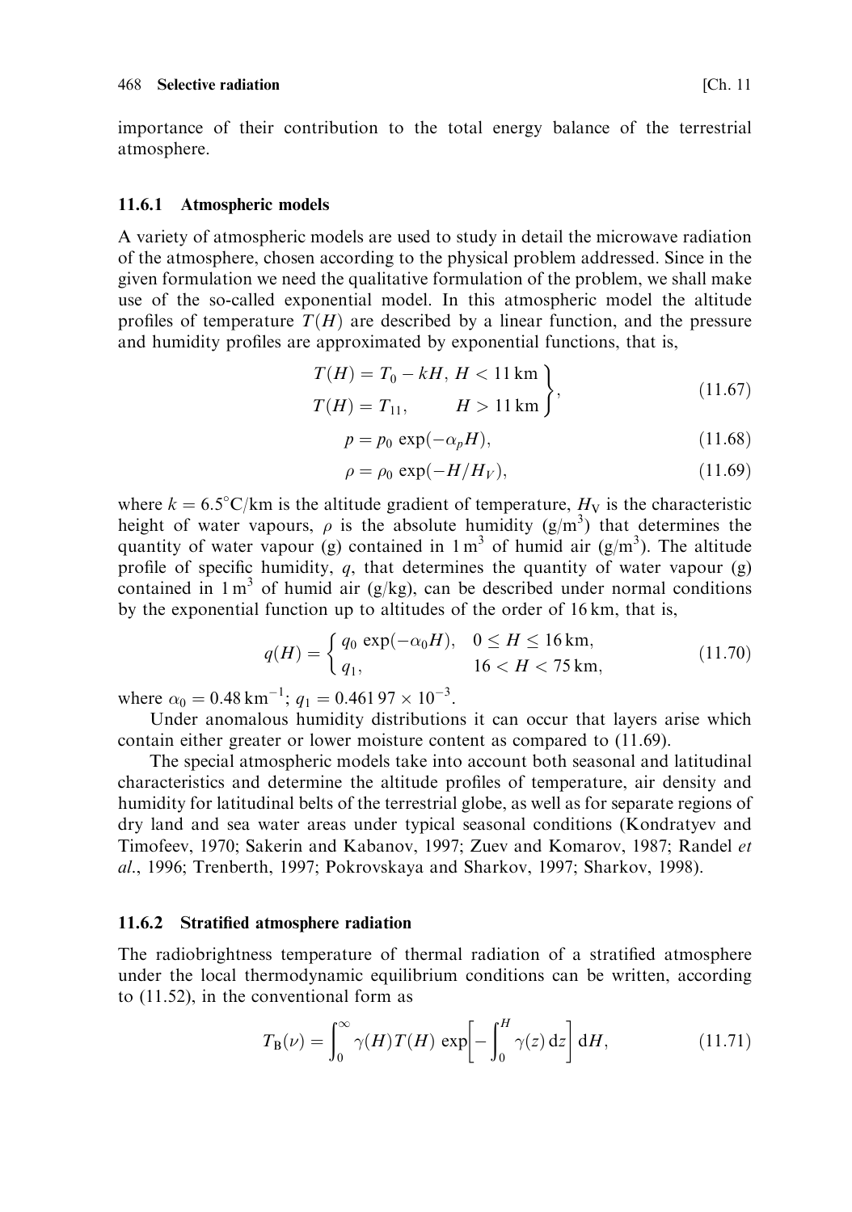importance of their contribution to the total energy balance of the terrestrial atmosphere.

### 11.6.1 Atmospheric models

A variety of atmospheric models are used to study in detail the microwave radiation of the atmosphere, chosen according to the physical problem addressed. Since in the given formulation we need the qualitative formulation of the problem, we shall make use of the so-called exponential model. In this atmospheric model the altitude profiles of temperature $T(H)$ are described by a linear function, and the pressure and humidity profiles are approximated by exponential functions, that is,

$$\left.\begin{aligned} T(H) &= T_0 - kH, \; H < 11\,\text{km} \\ T(H) &= T_{11}, \qquad\quad H > 11\,\text{km} \end{aligned}\right\}, \tag{11.67}$$

$$p = p_0 \exp(-\alpha_p H), \tag{11.68}$$

$$\rho = \rho_0 \exp(-H/H_V), \tag{11.69}$$

where $k = 6.5^\circ\text{C/km}$ is the altitude gradient of temperature, $H_V$ is the characteristic height of water vapours, $\rho$ is the absolute humidity ($\text{g/m}^3$) that determines the quantity of water vapour (g) contained in $1\,\text{m}^3$ of humid air ($\text{g/m}^3$). The altitude profile of specific humidity, $q$, that determines the quantity of water vapour (g) contained in $1\,\text{m}^3$ of humid air (g/kg), can be described under normal conditions by the exponential function up to altitudes of the order of 16 km, that is,

$$q(H) = \begin{cases} q_0 \exp(-\alpha_0 H), & 0 \le H \le 16\,\text{km}, \\ q_1, & 16 < H < 75\,\text{km}, \end{cases} \tag{11.70}$$

where $\alpha_0 = 0.48\,\text{km}^{-1}$; $q_1 = 0.461\,97 \times 10^{-3}$.

Under anomalous humidity distributions it can occur that layers arise which contain either greater or lower moisture content as compared to (11.69).

The special atmospheric models take into account both seasonal and latitudinal characteristics and determine the altitude profiles of temperature, air density and humidity for latitudinal belts of the terrestrial globe, as well as for separate regions of dry land and sea water areas under typical seasonal conditions (Kondratyev and Timofeev, 1970; Sakerin and Kabanov, 1997; Zuev and Komarov, 1987; Randel *et al.*, 1996; Trenberth, 1997; Pokrovskaya and Sharkov, 1997; Sharkov, 1998).

### 11.6.2 Stratified atmosphere radiation

The radiobrightness temperature of thermal radiation of a stratified atmosphere under the local thermodynamic equilibrium conditions can be written, according to (11.52), in the conventional form as

$$T_B(\nu) = \int_0^\infty \gamma(H) T(H) \exp\left[-\int_0^H \gamma(z)\,dz\right] dH, \tag{11.71}$$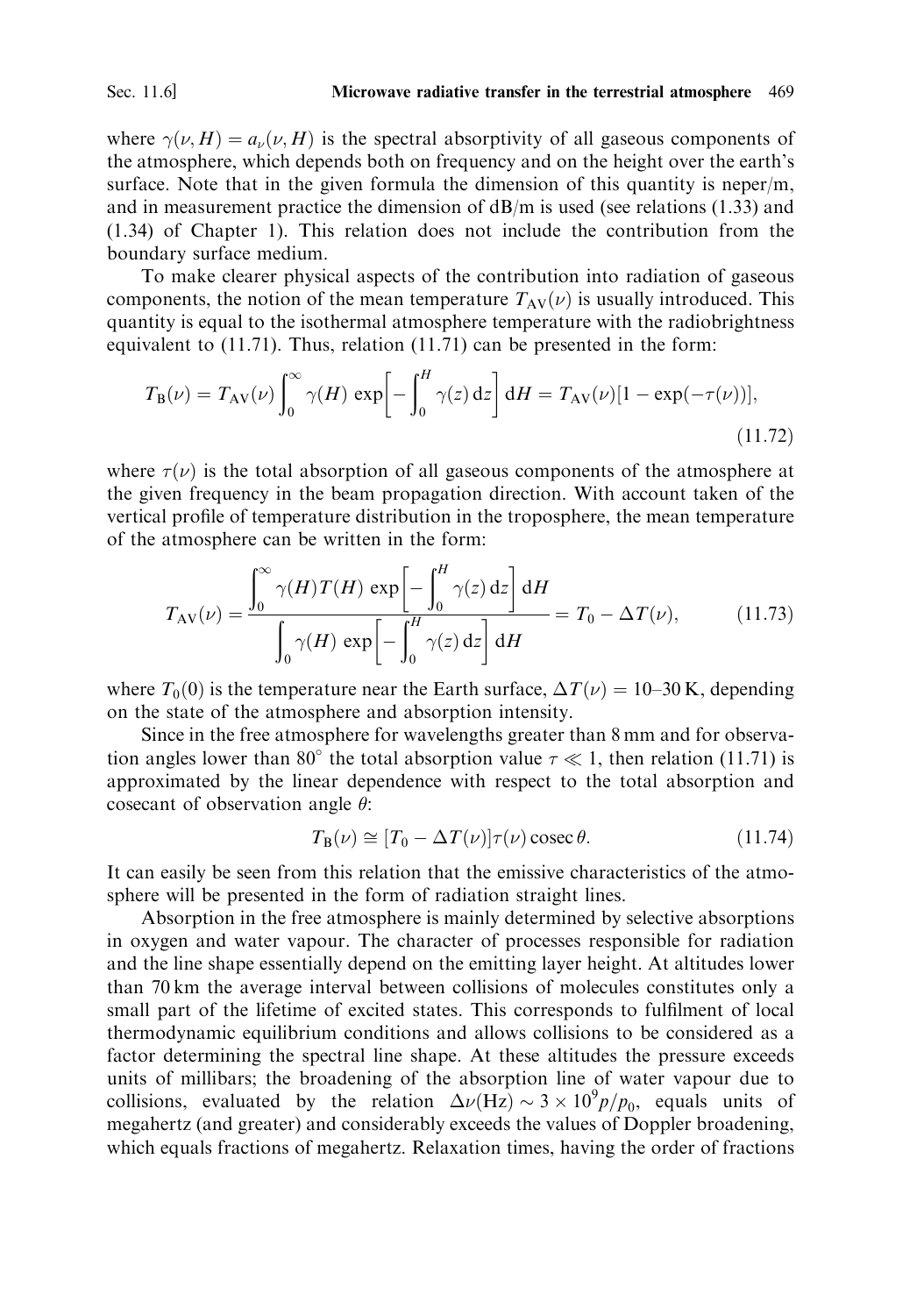where $\gamma(\nu, H) = a_\nu(\nu, H)$ is the spectral absorptivity of all gaseous components of the atmosphere, which depends both on frequency and on the height over the earth's surface. Note that in the given formula the dimension of this quantity is neper/m, and in measurement practice the dimension of dB/m is used (see relations (1.33) and (1.34) of Chapter 1). This relation does not include the contribution from the boundary surface medium.

To make clearer physical aspects of the contribution into radiation of gaseous components, the notion of the mean temperature $T_{AV}(\nu)$ is usually introduced. This quantity is equal to the isothermal atmosphere temperature with the radiobrightness equivalent to (11.71). Thus, relation (11.71) can be presented in the form:

$$T_B(\nu) = T_{AV}(\nu) \int_0^\infty \gamma(H) \exp\left[-\int_0^H \gamma(z)\,dz\right] dH = T_{AV}(\nu)[1 - \exp(-\tau(\nu))], \tag{11.72}$$

where $\tau(\nu)$ is the total absorption of all gaseous components of the atmosphere at the given frequency in the beam propagation direction. With account taken of the vertical profile of temperature distribution in the troposphere, the mean temperature of the atmosphere can be written in the form:

$$T_{AV}(\nu) = \frac{\displaystyle\int_0^\infty \gamma(H) T(H) \exp\left[-\int_0^H \gamma(z)\,dz\right] dH}{\displaystyle\int_0 \gamma(H) \exp\left[-\int_0^H \gamma(z)\,dz\right] dH} = T_0 - \Delta T(\nu), \tag{11.73}$$

where $T_0(0)$ is the temperature near the Earth surface, $\Delta T(\nu) = 10$–$30$ K, depending on the state of the atmosphere and absorption intensity.

Since in the free atmosphere for wavelengths greater than 8 mm and for observation angles lower than 80° the total absorption value $\tau \ll 1$, then relation (11.71) is approximated by the linear dependence with respect to the total absorption and cosecant of observation angle $\theta$:

$$T_B(\nu) \cong [T_0 - \Delta T(\nu)]\tau(\nu) \operatorname{cosec}\theta. \tag{11.74}$$

It can easily be seen from this relation that the emissive characteristics of the atmosphere will be presented in the form of radiation straight lines.

Absorption in the free atmosphere is mainly determined by selective absorptions in oxygen and water vapour. The character of processes responsible for radiation and the line shape essentially depend on the emitting layer height. At altitudes lower than 70 km the average interval between collisions of molecules constitutes only a small part of the lifetime of excited states. This corresponds to fulfilment of local thermodynamic equilibrium conditions and allows collisions to be considered as a factor determining the spectral line shape. At these altitudes the pressure exceeds units of millibars; the broadening of the absorption line of water vapour due to collisions, evaluated by the relation $\Delta\nu(\text{Hz}) \sim 3 \times 10^9 p/p_0$, equals units of megahertz (and greater) and considerably exceeds the values of Doppler broadening, which equals fractions of megahertz. Relaxation times, having the order of fractions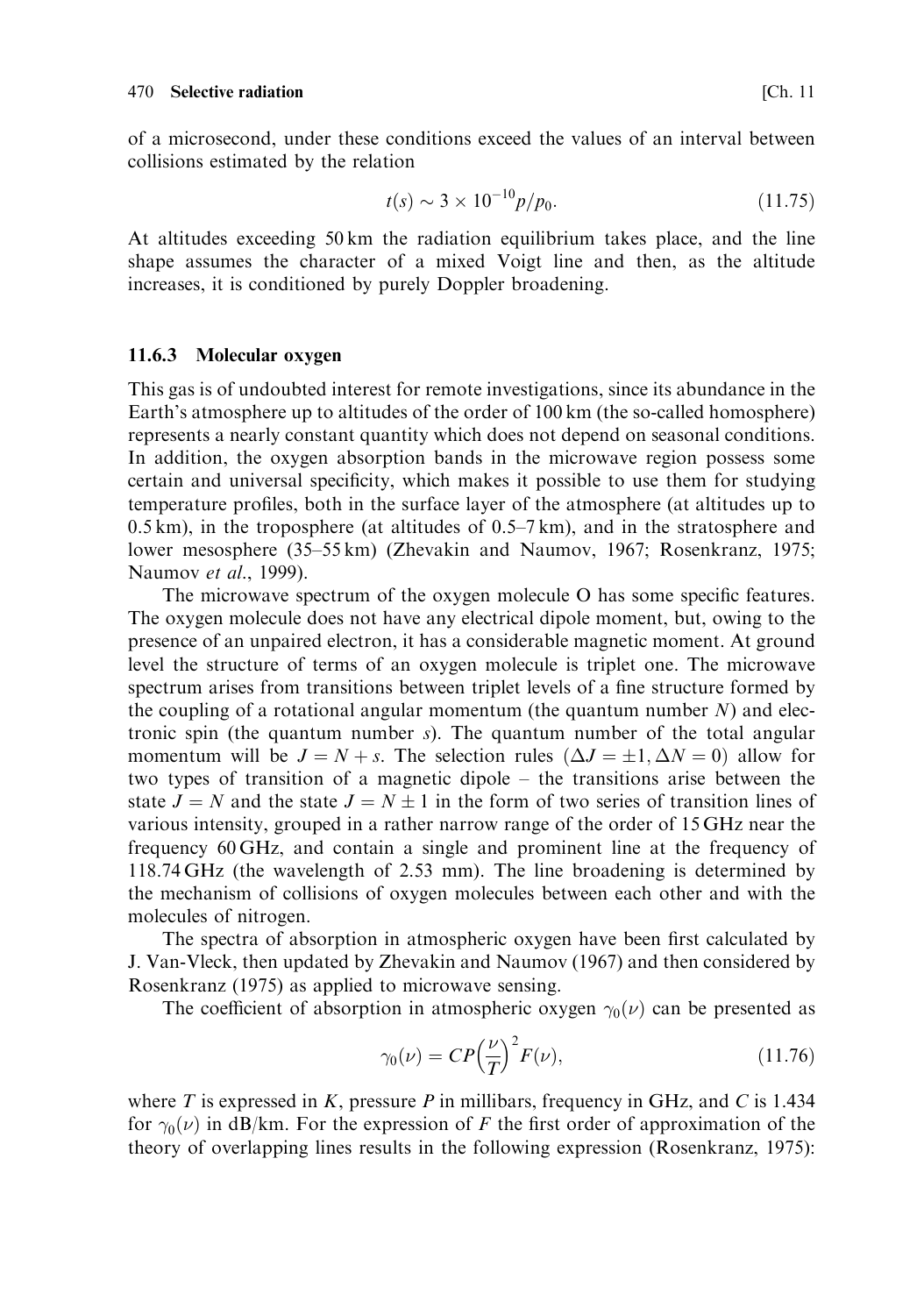of a microsecond, under these conditions exceed the values of an interval between collisions estimated by the relation

$$t(s) \sim 3 \times 10^{-10} p/p_0. \tag{11.75}$$

At altitudes exceeding 50 km the radiation equilibrium takes place, and the line shape assumes the character of a mixed Voigt line and then, as the altitude increases, it is conditioned by purely Doppler broadening.

### 11.6.3 Molecular oxygen

This gas is of undoubted interest for remote investigations, since its abundance in the Earth's atmosphere up to altitudes of the order of 100 km (the so-called homosphere) represents a nearly constant quantity which does not depend on seasonal conditions. In addition, the oxygen absorption bands in the microwave region possess some certain and universal specificity, which makes it possible to use them for studying temperature profiles, both in the surface layer of the atmosphere (at altitudes up to 0.5 km), in the troposphere (at altitudes of 0.5–7 km), and in the stratosphere and lower mesosphere (35–55 km) (Zhevakin and Naumov, 1967; Rosenkranz, 1975; Naumov *et al.*, 1999).

The microwave spectrum of the oxygen molecule O has some specific features. The oxygen molecule does not have any electrical dipole moment, but, owing to the presence of an unpaired electron, it has a considerable magnetic moment. At ground level the structure of terms of an oxygen molecule is triplet one. The microwave spectrum arises from transitions between triplet levels of a fine structure formed by the coupling of a rotational angular momentum (the quantum number $N$) and electronic spin (the quantum number $s$). The quantum number of the total angular momentum will be $J = N + s$. The selection rules $(\Delta J = \pm 1, \Delta N = 0)$ allow for two types of transition of a magnetic dipole – the transitions arise between the state $J = N$ and the state $J = N \pm 1$ in the form of two series of transition lines of various intensity, grouped in a rather narrow range of the order of 15 GHz near the frequency 60 GHz, and contain a single and prominent line at the frequency of 118.74 GHz (the wavelength of 2.53 mm). The line broadening is determined by the mechanism of collisions of oxygen molecules between each other and with the molecules of nitrogen.

The spectra of absorption in atmospheric oxygen have been first calculated by J. Van-Vleck, then updated by Zhevakin and Naumov (1967) and then considered by Rosenkranz (1975) as applied to microwave sensing.

The coefficient of absorption in atmospheric oxygen $\gamma_0(\nu)$ can be presented as

$$\gamma_0(\nu) = CP\left(\frac{\nu}{T}\right)^2 F(\nu), \tag{11.76}$$

where $T$ is expressed in $K$, pressure $P$ in millibars, frequency in GHz, and $C$ is 1.434 for $\gamma_0(\nu)$ in dB/km. For the expression of $F$ the first order of approximation of the theory of overlapping lines results in the following expression (Rosenkranz, 1975):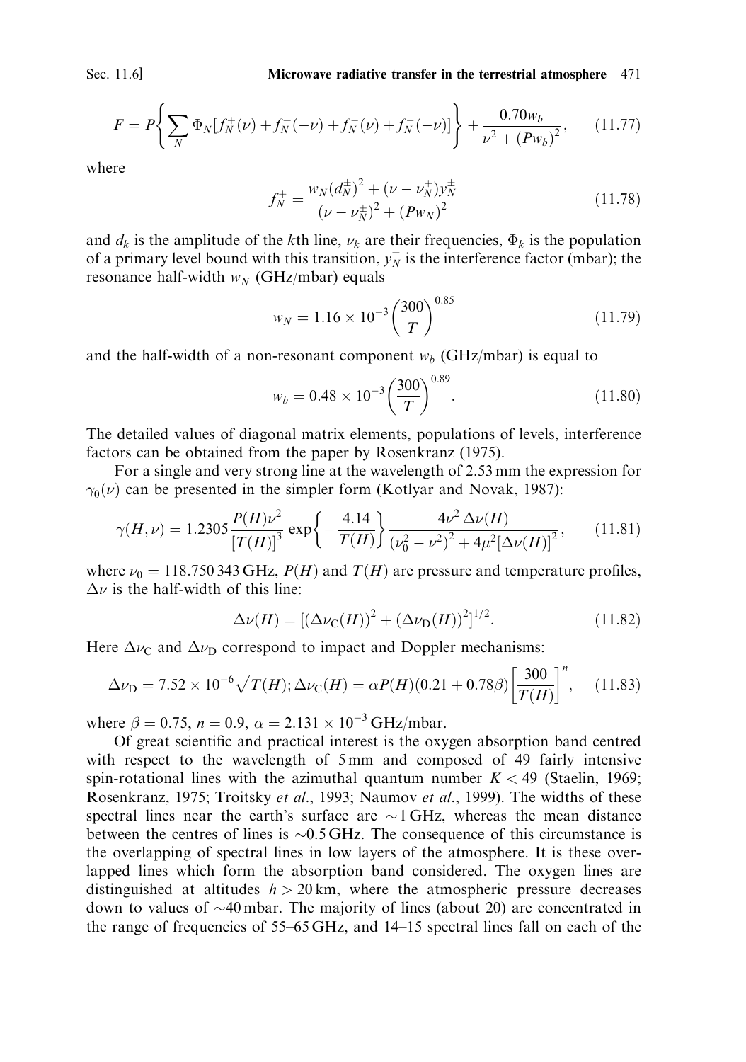$$F = P\left\{\sum_N \Phi_N[f_N^+(\nu) + f_N^+(-\nu) + f_N^-(\nu) + f_N^-(-\nu)]\right\} + \frac{0.70w_b}{\nu^2 + (Pw_b)^2}, \quad (11.77)$$

where

$$f_N^+ = \frac{w_N(d_N^\pm)^2 + (\nu - \nu_N^+)y_N^\pm}{(\nu - \nu_N^\pm)^2 + (Pw_N)^2} \quad (11.78)$$

and $d_k$ is the amplitude of the $k$th line, $\nu_k$ are their frequencies, $\Phi_k$ is the population of a primary level bound with this transition, $y_N^\pm$ is the interference factor (mbar); the resonance half-width $w_N$ (GHz/mbar) equals

$$w_N = 1.16 \times 10^{-3}\left(\frac{300}{T}\right)^{0.85} \quad (11.79)$$

and the half-width of a non-resonant component $w_b$ (GHz/mbar) is equal to

$$w_b = 0.48 \times 10^{-3}\left(\frac{300}{T}\right)^{0.89}. \quad (11.80)$$

The detailed values of diagonal matrix elements, populations of levels, interference factors can be obtained from the paper by Rosenkranz (1975).

For a single and very strong line at the wavelength of 2.53 mm the expression for $\gamma_0(\nu)$ can be presented in the simpler form (Kotlyar and Novak, 1987):

$$\gamma(H, \nu) = 1.2305\frac{P(H)\nu^2}{[T(H)]^3}\exp\left\{-\frac{4.14}{T(H)}\right\}\frac{4\nu^2\,\Delta\nu(H)}{(\nu_0^2 - \nu^2)^2 + 4\mu^2[\Delta\nu(H)]^2}, \quad (11.81)$$

where $\nu_0 = 118.750\,343$ GHz, $P(H)$ and $T(H)$ are pressure and temperature profiles, $\Delta\nu$ is the half-width of this line:

$$\Delta\nu(H) = [(\Delta\nu_C(H))^2 + (\Delta\nu_D(H))^2]^{1/2}. \quad (11.82)$$

Here $\Delta\nu_C$ and $\Delta\nu_D$ correspond to impact and Doppler mechanisms:

$$\Delta\nu_D = 7.52 \times 10^{-6}\sqrt{T(H)};\, \Delta\nu_C(H) = \alpha P(H)(0.21 + 0.78\beta)\left[\frac{300}{T(H)}\right]^n, \quad (11.83)$$

where $\beta = 0.75$, $n = 0.9$, $\alpha = 2.131 \times 10^{-3}$ GHz/mbar.

Of great scientific and practical interest is the oxygen absorption band centred with respect to the wavelength of 5 mm and composed of 49 fairly intensive spin-rotational lines with the azimuthal quantum number $K < 49$ (Staelin, 1969; Rosenkranz, 1975; Troitsky *et al.*, 1993; Naumov *et al.*, 1999). The widths of these spectral lines near the earth's surface are $\sim$1 GHz, whereas the mean distance between the centres of lines is $\sim$0.5 GHz. The consequence of this circumstance is the overlapping of spectral lines in low layers of the atmosphere. It is these overlapped lines which form the absorption band considered. The oxygen lines are distinguished at altitudes $h > 20$ km, where the atmospheric pressure decreases down to values of $\sim$40 mbar. The majority of lines (about 20) are concentrated in the range of frequencies of 55–65 GHz, and 14–15 spectral lines fall on each of the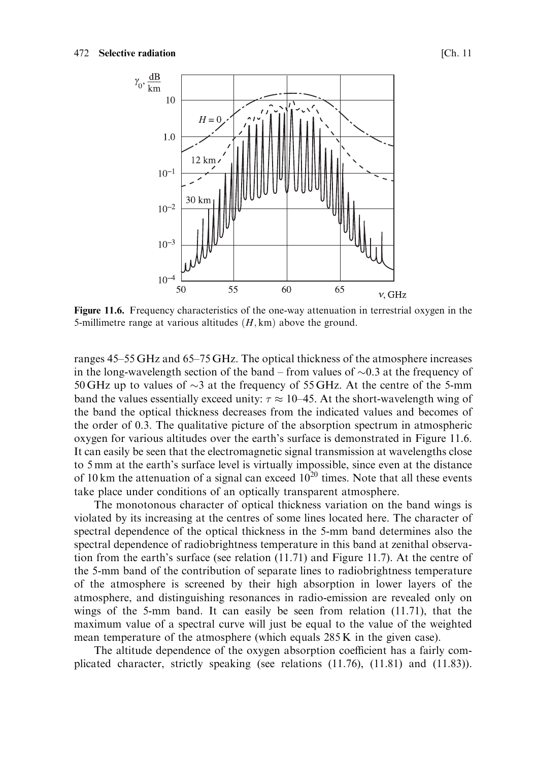Figure 11.6. Frequency characteristics of the one-way attenuation in terrestrial oxygen in the 5-millimetre range at various altitudes ($H$, km) above the ground.

ranges 45–55 GHz and 65–75 GHz. The optical thickness of the atmosphere increases in the long-wavelength section of the band – from values of $\sim$0.3 at the frequency of 50 GHz up to values of $\sim$3 at the frequency of 55 GHz. At the centre of the 5-mm band the values essentially exceed unity: $\tau \approx$ 10–45. At the short-wavelength wing of the band the optical thickness decreases from the indicated values and becomes of the order of 0.3. The qualitative picture of the absorption spectrum in atmospheric oxygen for various altitudes over the earth's surface is demonstrated in Figure 11.6. It can easily be seen that the electromagnetic signal transmission at wavelengths close to 5 mm at the earth's surface level is virtually impossible, since even at the distance of 10 km the attenuation of a signal can exceed $10^{20}$ times. Note that all these events take place under conditions of an optically transparent atmosphere.

The monotonous character of optical thickness variation on the band wings is violated by its increasing at the centres of some lines located here. The character of spectral dependence of the optical thickness in the 5-mm band determines also the spectral dependence of radiobrightness temperature in this band at zenithal observation from the earth's surface (see relation (11.71) and Figure 11.7). At the centre of the 5-mm band of the contribution of separate lines to radiobrightness temperature of the atmosphere is screened by their high absorption in lower layers of the atmosphere, and distinguishing resonances in radio-emission are revealed only on wings of the 5-mm band. It can easily be seen from relation (11.71), that the maximum value of a spectral curve will just be equal to the value of the weighted mean temperature of the atmosphere (which equals 285 K in the given case).

The altitude dependence of the oxygen absorption coefficient has a fairly complicated character, strictly speaking (see relations (11.76), (11.81) and (11.83)).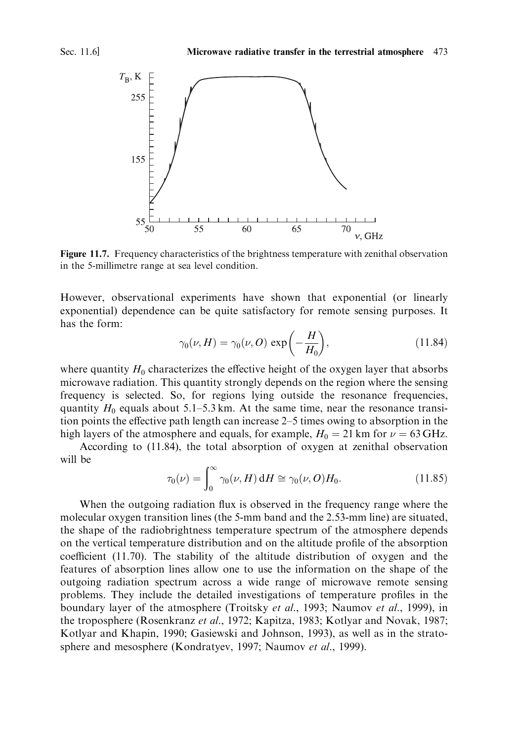**Figure 11.7.** Frequency characteristics of the brightness temperature with zenithal observation in the 5-millimetre range at sea level condition.

However, observational experiments have shown that exponential (or linearly exponential) dependence can be quite satisfactory for remote sensing purposes. It has the form:

$$\gamma_0(\nu, H) = \gamma_0(\nu, O) \exp\left(-\frac{H}{H_0}\right), \tag{11.84}$$

where quantity $H_0$ characterizes the effective height of the oxygen layer that absorbs microwave radiation. This quantity strongly depends on the region where the sensing frequency is selected. So, for regions lying outside the resonance frequencies, quantity $H_0$ equals about 5.1–5.3 km. At the same time, near the resonance transition points the effective path length can increase 2–5 times owing to absorption in the high layers of the atmosphere and equals, for example, $H_0 = 21$ km for $\nu = 63$ GHz.

According to (11.84), the total absorption of oxygen at zenithal observation will be

$$\tau_0(\nu) = \int_0^\infty \gamma_0(\nu, H)\, dH \cong \gamma_0(\nu, O) H_0. \tag{11.85}$$

When the outgoing radiation flux is observed in the frequency range where the molecular oxygen transition lines (the 5-mm band and the 2.53-mm line) are situated, the shape of the radiobrightness temperature spectrum of the atmosphere depends on the vertical temperature distribution and on the altitude profile of the absorption coefficient (11.70). The stability of the altitude distribution of oxygen and the features of absorption lines allow one to use the information on the shape of the outgoing radiation spectrum across a wide range of microwave remote sensing problems. They include the detailed investigations of temperature profiles in the boundary layer of the atmosphere (Troitsky *et al.*, 1993; Naumov *et al.*, 1999), in the troposphere (Rosenkranz *et al.*, 1972; Kapitza, 1983; Kotlyar and Novak, 1987; Kotlyar and Khapin, 1990; Gasiewski and Johnson, 1993), as well as in the stratosphere and mesosphere (Kondratyev, 1997; Naumov *et al.*, 1999).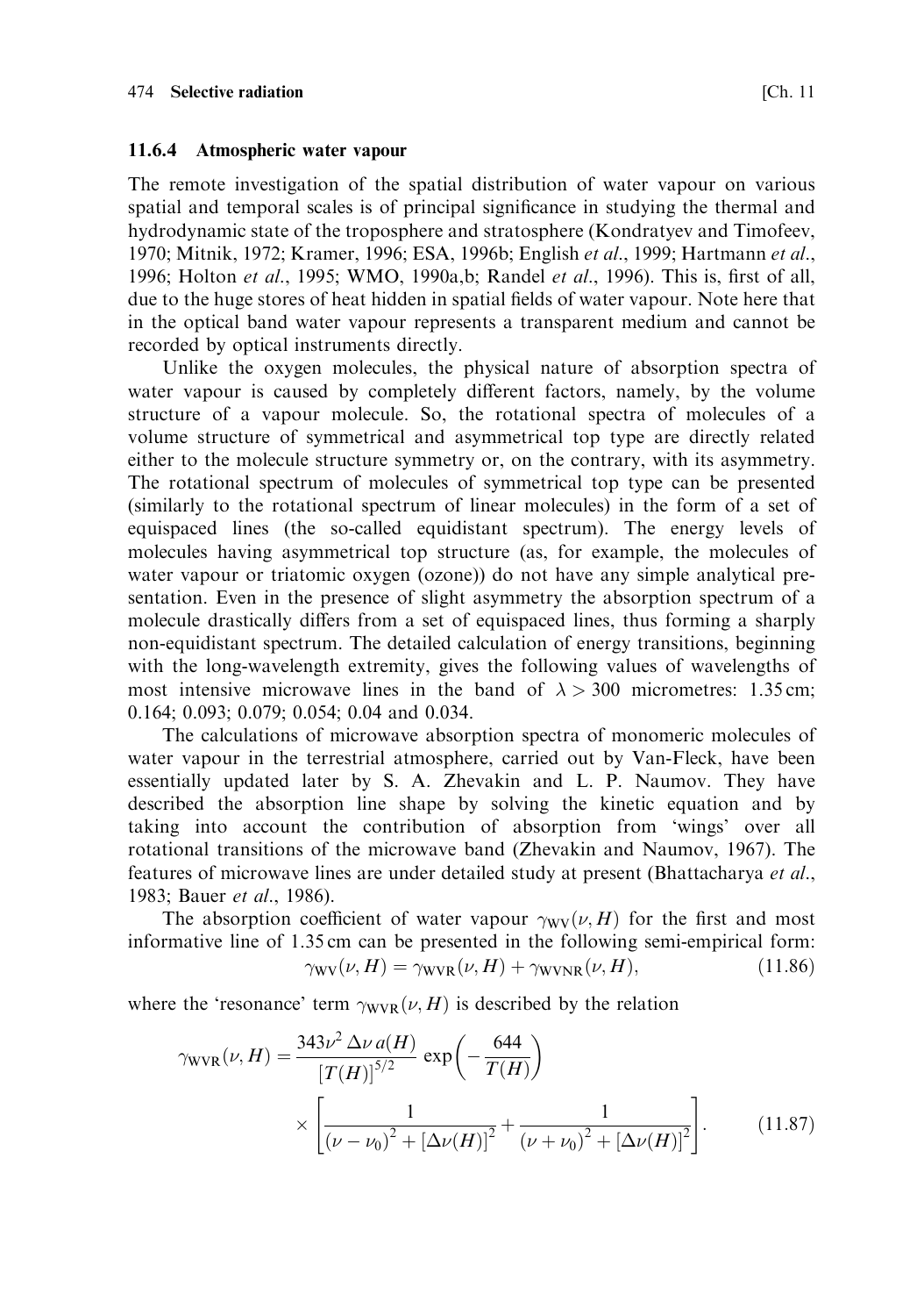### 11.6.4 Atmospheric water vapour

The remote investigation of the spatial distribution of water vapour on various spatial and temporal scales is of principal significance in studying the thermal and hydrodynamic state of the troposphere and stratosphere (Kondratyev and Timofeev, 1970; Mitnik, 1972; Kramer, 1996; ESA, 1996b; English *et al.*, 1999; Hartmann *et al.*, 1996; Holton *et al.*, 1995; WMO, 1990a,b; Randel *et al.*, 1996). This is, first of all, due to the huge stores of heat hidden in spatial fields of water vapour. Note here that in the optical band water vapour represents a transparent medium and cannot be recorded by optical instruments directly.

Unlike the oxygen molecules, the physical nature of absorption spectra of water vapour is caused by completely different factors, namely, by the volume structure of a vapour molecule. So, the rotational spectra of molecules of a volume structure of symmetrical and asymmetrical top type are directly related either to the molecule structure symmetry or, on the contrary, with its asymmetry. The rotational spectrum of molecules of symmetrical top type can be presented (similarly to the rotational spectrum of linear molecules) in the form of a set of equispaced lines (the so-called equidistant spectrum). The energy levels of molecules having asymmetrical top structure (as, for example, the molecules of water vapour or triatomic oxygen (ozone)) do not have any simple analytical presentation. Even in the presence of slight asymmetry the absorption spectrum of a molecule drastically differs from a set of equispaced lines, thus forming a sharply non-equidistant spectrum. The detailed calculation of energy transitions, beginning with the long-wavelength extremity, gives the following values of wavelengths of most intensive microwave lines in the band of $\lambda > 300$ micrometres: 1.35 cm; 0.164; 0.093; 0.079; 0.054; 0.04 and 0.034.

The calculations of microwave absorption spectra of monomeric molecules of water vapour in the terrestrial atmosphere, carried out by Van-Fleck, have been essentially updated later by S. A. Zhevakin and L. P. Naumov. They have described the absorption line shape by solving the kinetic equation and by taking into account the contribution of absorption from 'wings' over all rotational transitions of the microwave band (Zhevakin and Naumov, 1967). The features of microwave lines are under detailed study at present (Bhattacharya *et al.*, 1983; Bauer *et al.*, 1986).

The absorption coefficient of water vapour $\gamma_{\mathrm{WV}}(\nu, H)$ for the first and most informative line of 1.35 cm can be presented in the following semi-empirical form:

$$\gamma_{\mathrm{WV}}(\nu, H) = \gamma_{\mathrm{WVR}}(\nu, H) + \gamma_{\mathrm{WVNR}}(\nu, H), \tag{11.86}$$

where the 'resonance' term $\gamma_{\mathrm{WVR}}(\nu, H)$ is described by the relation

$$\gamma_{\mathrm{WVR}}(\nu, H) = \frac{343\nu^2\,\Delta\nu\, a(H)}{[T(H)]^{5/2}} \exp\left(-\frac{644}{T(H)}\right) \times \left[\frac{1}{(\nu - \nu_0)^2 + [\Delta\nu(H)]^2} + \frac{1}{(\nu + \nu_0)^2 + [\Delta\nu(H)]^2}\right]. \tag{11.87}$$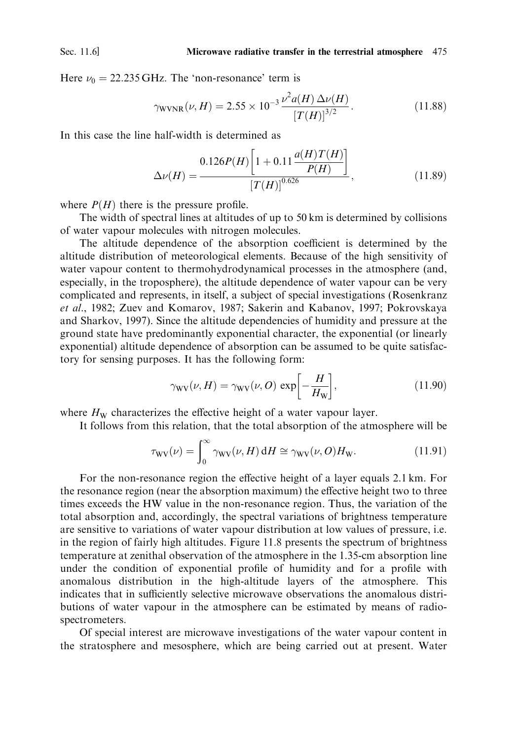Here $\nu_0 = 22.235$ GHz. The 'non-resonance' term is

$$\gamma_{\mathrm{WVNR}}(\nu, H) = 2.55 \times 10^{-3} \frac{\nu^2 a(H)\,\Delta\nu(H)}{[T(H)]^{3/2}}. \tag{11.88}$$

In this case the line half-width is determined as

$$\Delta\nu(H) = \frac{0.126 P(H)\left[1 + 0.11 \dfrac{a(H)T(H)}{P(H)}\right]}{[T(H)]^{0.626}}, \tag{11.89}$$

where $P(H)$ there is the pressure profile.

The width of spectral lines at altitudes of up to 50 km is determined by collisions of water vapour molecules with nitrogen molecules.

The altitude dependence of the absorption coefficient is determined by the altitude distribution of meteorological elements. Because of the high sensitivity of water vapour content to thermohydrodynamical processes in the atmosphere (and, especially, in the troposphere), the altitude dependence of water vapour can be very complicated and represents, in itself, a subject of special investigations (Rosenkranz *et al.*, 1982; Zuev and Komarov, 1987; Sakerin and Kabanov, 1997; Pokrovskaya and Sharkov, 1997). Since the altitude dependencies of humidity and pressure at the ground state have predominantly exponential character, the exponential (or linearly exponential) altitude dependence of absorption can be assumed to be quite satisfactory for sensing purposes. It has the following form:

$$\gamma_{\mathrm{WV}}(\nu, H) = \gamma_{\mathrm{WV}}(\nu, O) \exp\left[-\frac{H}{H_{\mathrm{W}}}\right], \tag{11.90}$$

where $H_{\mathrm{W}}$ characterizes the effective height of a water vapour layer.

It follows from this relation, that the total absorption of the atmosphere will be

$$\tau_{\mathrm{WV}}(\nu) = \int_0^\infty \gamma_{\mathrm{WV}}(\nu, H)\,\mathrm{d}H \cong \gamma_{\mathrm{WV}}(\nu, O) H_{\mathrm{W}}. \tag{11.91}$$

For the non-resonance region the effective height of a layer equals 2.1 km. For the resonance region (near the absorption maximum) the effective height two to three times exceeds the HW value in the non-resonance region. Thus, the variation of the total absorption and, accordingly, the spectral variations of brightness temperature are sensitive to variations of water vapour distribution at low values of pressure, i.e. in the region of fairly high altitudes. Figure 11.8 presents the spectrum of brightness temperature at zenithal observation of the atmosphere in the 1.35-cm absorption line under the condition of exponential profile of humidity and for a profile with anomalous distribution in the high-altitude layers of the atmosphere. This indicates that in sufficiently selective microwave observations the anomalous distributions of water vapour in the atmosphere can be estimated by means of radiospectrometers.

Of special interest are microwave investigations of the water vapour content in the stratosphere and mesosphere, which are being carried out at present. Water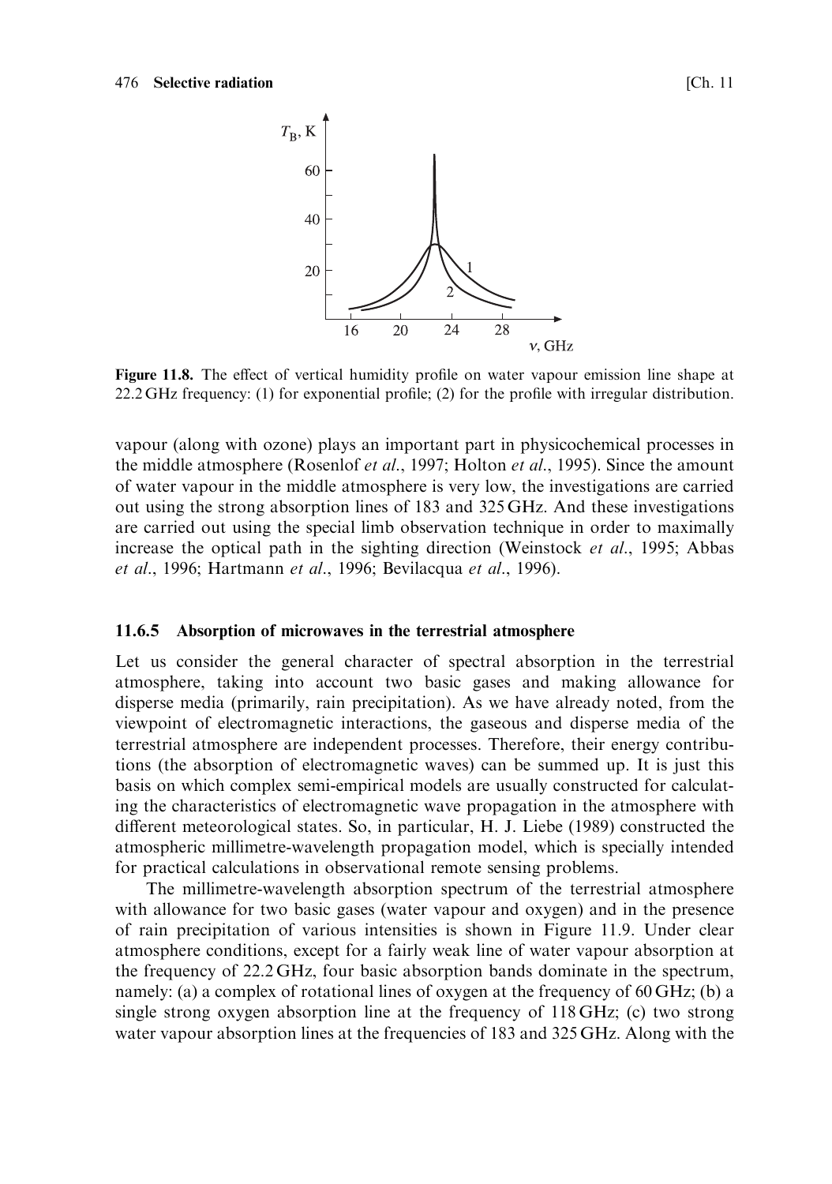Figure 11.8. The effect of vertical humidity profile on water vapour emission line shape at 22.2 GHz frequency: (1) for exponential profile; (2) for the profile with irregular distribution.

vapour (along with ozone) plays an important part in physicochemical processes in the middle atmosphere (Rosenlof *et al.*, 1997; Holton *et al.*, 1995). Since the amount of water vapour in the middle atmosphere is very low, the investigations are carried out using the strong absorption lines of 183 and 325 GHz. And these investigations are carried out using the special limb observation technique in order to maximally increase the optical path in the sighting direction (Weinstock *et al.*, 1995; Abbas *et al.*, 1996; Hartmann *et al.*, 1996; Bevilacqua *et al.*, 1996).

### 11.6.5 Absorption of microwaves in the terrestrial atmosphere

Let us consider the general character of spectral absorption in the terrestrial atmosphere, taking into account two basic gases and making allowance for disperse media (primarily, rain precipitation). As we have already noted, from the viewpoint of electromagnetic interactions, the gaseous and disperse media of the terrestrial atmosphere are independent processes. Therefore, their energy contributions (the absorption of electromagnetic waves) can be summed up. It is just this basis on which complex semi-empirical models are usually constructed for calculating the characteristics of electromagnetic wave propagation in the atmosphere with different meteorological states. So, in particular, H. J. Liebe (1989) constructed the atmospheric millimetre-wavelength propagation model, which is specially intended for practical calculations in observational remote sensing problems.

The millimetre-wavelength absorption spectrum of the terrestrial atmosphere with allowance for two basic gases (water vapour and oxygen) and in the presence of rain precipitation of various intensities is shown in Figure 11.9. Under clear atmosphere conditions, except for a fairly weak line of water vapour absorption at the frequency of 22.2 GHz, four basic absorption bands dominate in the spectrum, namely: (a) a complex of rotational lines of oxygen at the frequency of 60 GHz; (b) a single strong oxygen absorption line at the frequency of 118 GHz; (c) two strong water vapour absorption lines at the frequencies of 183 and 325 GHz. Along with the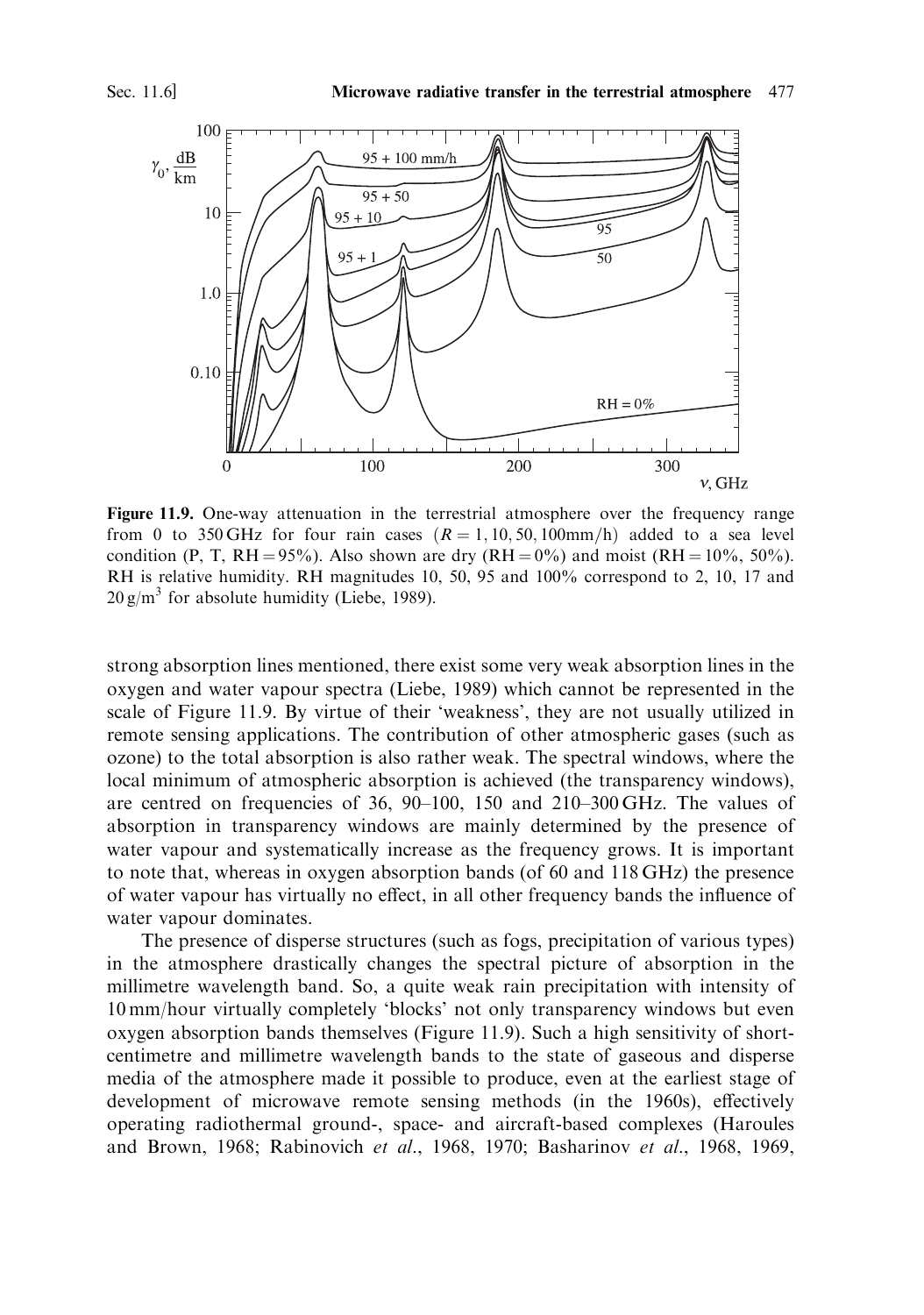**Figure 11.9.** One-way attenuation in the terrestrial atmosphere over the frequency range from 0 to 350 GHz for four rain cases ($R = 1, 10, 50, 100$ mm/h) added to a sea level condition (P, T, RH = 95%). Also shown are dry (RH = 0%) and moist (RH = 10%, 50%). RH is relative humidity. RH magnitudes 10, 50, 95 and 100% correspond to 2, 10, 17 and $20\,\mathrm{g/m^3}$ for absolute humidity (Liebe, 1989).

strong absorption lines mentioned, there exist some very weak absorption lines in the oxygen and water vapour spectra (Liebe, 1989) which cannot be represented in the scale of Figure 11.9. By virtue of their 'weakness', they are not usually utilized in remote sensing applications. The contribution of other atmospheric gases (such as ozone) to the total absorption is also rather weak. The spectral windows, where the local minimum of atmospheric absorption is achieved (the transparency windows), are centred on frequencies of 36, 90–100, 150 and 210–300 GHz. The values of absorption in transparency windows are mainly determined by the presence of water vapour and systematically increase as the frequency grows. It is important to note that, whereas in oxygen absorption bands (of 60 and 118 GHz) the presence of water vapour has virtually no effect, in all other frequency bands the influence of water vapour dominates.

The presence of disperse structures (such as fogs, precipitation of various types) in the atmosphere drastically changes the spectral picture of absorption in the millimetre wavelength band. So, a quite weak rain precipitation with intensity of 10 mm/hour virtually completely 'blocks' not only transparency windows but even oxygen absorption bands themselves (Figure 11.9). Such a high sensitivity of short-centimetre and millimetre wavelength bands to the state of gaseous and disperse media of the atmosphere made it possible to produce, even at the earliest stage of development of microwave remote sensing methods (in the 1960s), effectively operating radiothermal ground-, space- and aircraft-based complexes (Haroules and Brown, 1968; Rabinovich *et al*., 1968, 1970; Basharinov *et al*., 1968, 1969,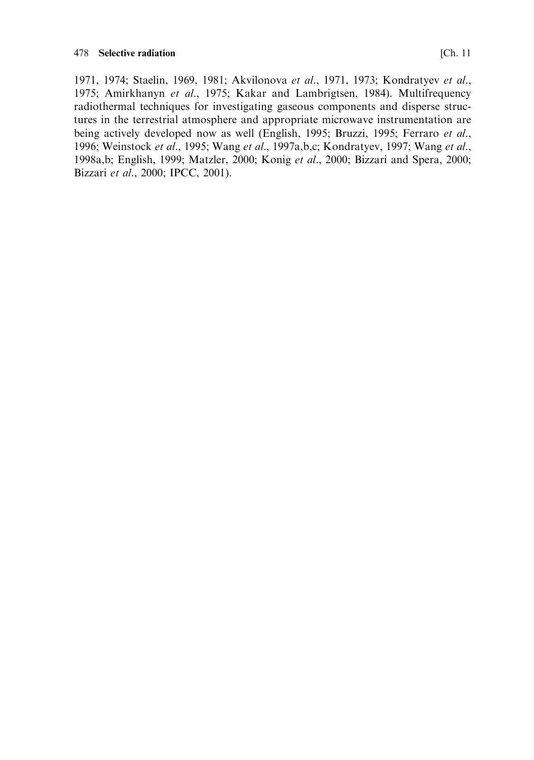1971, 1974; Staelin, 1969, 1981; Akvilonova *et al*., 1971, 1973; Kondratyev *et al*., 1975; Amirkhanyn *et al*., 1975; Kakar and Lambrigtsen, 1984). Multifrequency radiothermal techniques for investigating gaseous components and disperse structures in the terrestrial atmosphere and appropriate microwave instrumentation are being actively developed now as well (English, 1995; Bruzzi, 1995; Ferraro *et al*., 1996; Weinstock *et al*., 1995; Wang *et al*., 1997a,b,c; Kondratyev, 1997; Wang *et al*., 1998a,b; English, 1999; Matzler, 2000; Konig *et al*., 2000; Bizzari and Spera, 2000; Bizzari *et al*., 2000; IPCC, 2001).